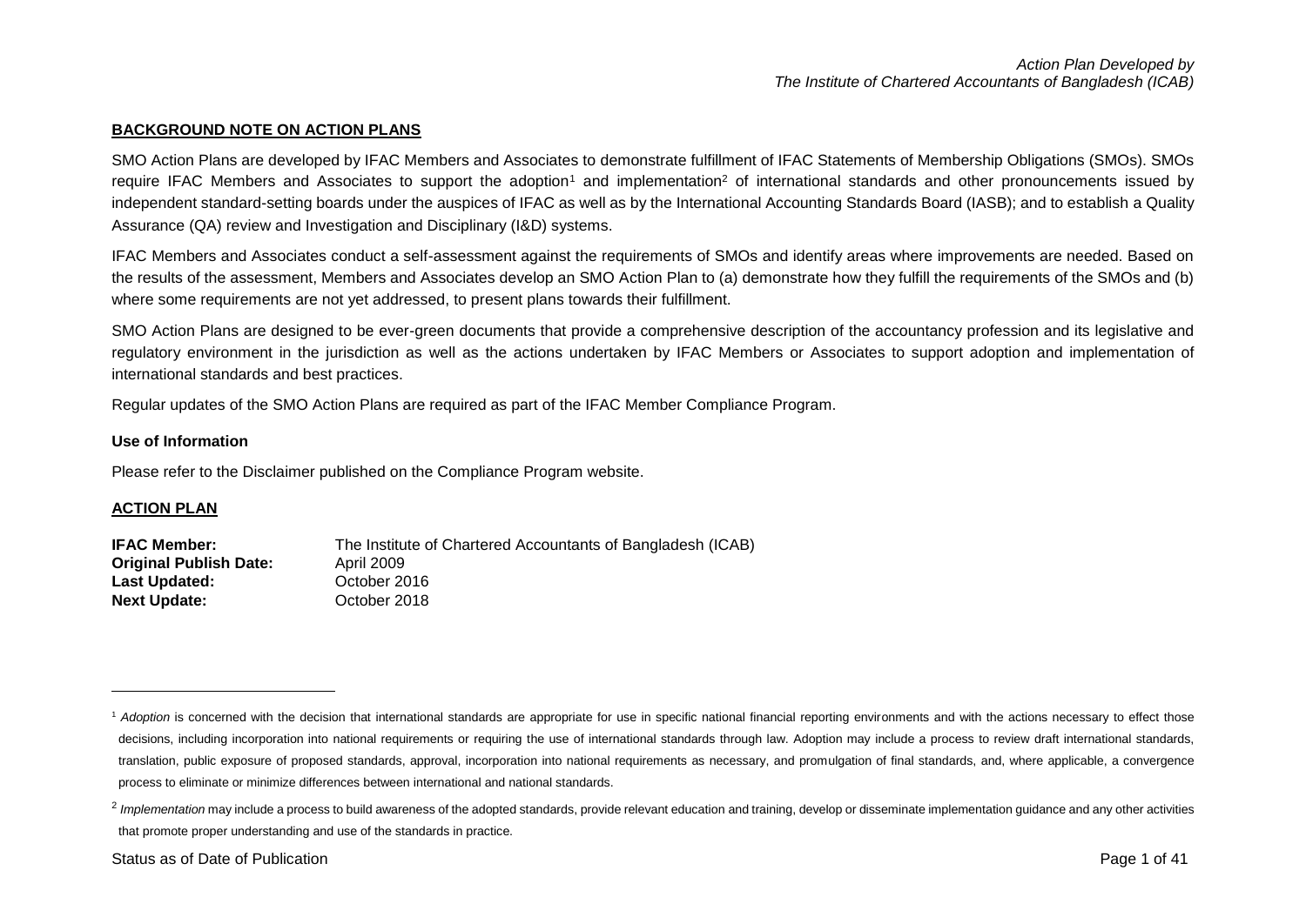## BACKGROUND NOTE ON ACTION PLANS

SMO Action Plans are developed by IFAC Members and Associates to demonstrate fulfillment of IFAC Statements of Membership Obligations (SMOs). SMOs require IFAC Members and Associates to support the adoption[1] and implementation[2] of international standards and other pronouncements issued by independent standard-setting boards under the auspices of IFAC as well as by the International Accounting Standards Board (IASB); and to establish a Quality Assurance (QA) review and Investigation and Disciplinary (I&D) systems.

IFAC Members and Associates conduct a self-assessment against the requirements of SMOs and identify areas where improvements are needed. Based on the results of the assessment, Members and Associates develop an SMO Action Plan to (a) demonstrate how they fulfill the requirements of the SMOs and (b) where some requirements are not yet addressed, to present plans towards their fulfillment.

SMO Action Plans are designed to be ever-green documents that provide a comprehensive description of the accountancy profession and its legislative and regulatory environment in the jurisdiction as well as the actions undertaken by IFAC Members or Associates to support adoption and implementation of international standards and best practices.

Regular updates of the SMO Action Plans are required as part of the IFAC Member Compliance Program.

### Use of Information

Please refer to the Disclaimer published on the Compliance Program website.

## ACTION PLAN

**IFAC Member:** The Institute of Chartered Accountants of Bangladesh (ICAB)
**Original Publish Date:** April 2009
**Last Updated:** October 2016
**Next Update:** October 2018

---

[1] *Adoption* is concerned with the decision that international standards are appropriate for use in specific national financial reporting environments and with the actions necessary to effect those decisions, including incorporation into national requirements or requiring the use of international standards through law. Adoption may include a process to review draft international standards, translation, public exposure of proposed standards, approval, incorporation into national requirements as necessary, and promulgation of final standards, and, where applicable, a convergence process to eliminate or minimize differences between international and national standards.

[2] *Implementation* may include a process to build awareness of the adopted standards, provide relevant education and training, develop or disseminate implementation guidance and any other activities that promote proper understanding and use of the standards in practice.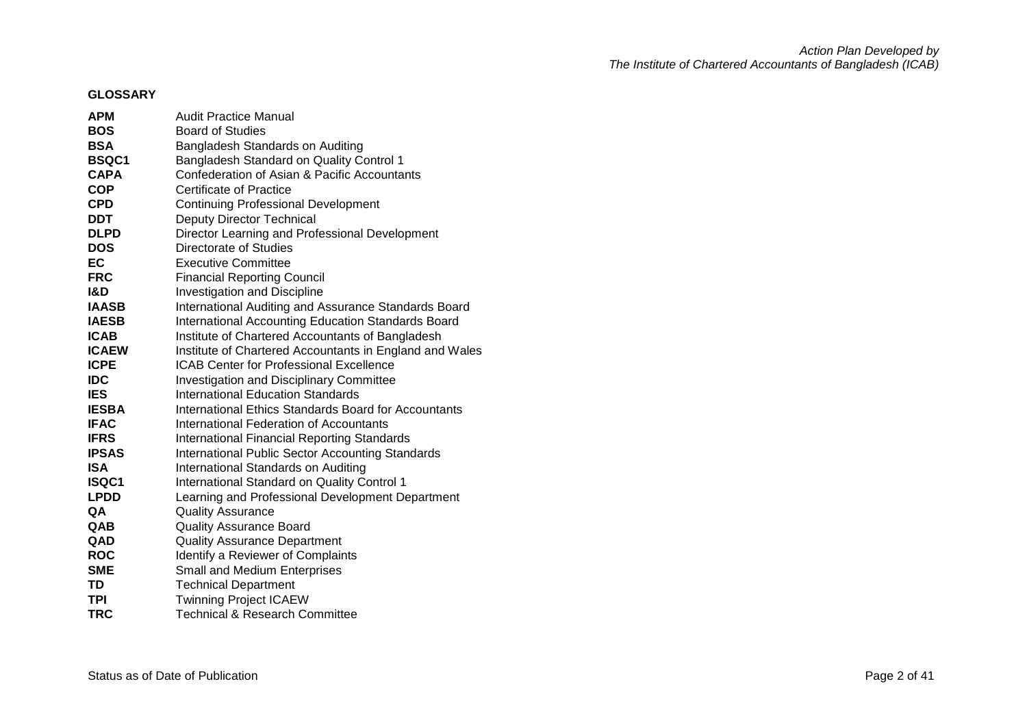## GLOSSARY

| | |
|---|---|
| **APM** | Audit Practice Manual |
| **BOS** | Board of Studies |
| **BSA** | Bangladesh Standards on Auditing |
| **BSQC1** | Bangladesh Standard on Quality Control 1 |
| **CAPA** | Confederation of Asian & Pacific Accountants |
| **COP** | Certificate of Practice |
| **CPD** | Continuing Professional Development |
| **DDT** | Deputy Director Technical |
| **DLPD** | Director Learning and Professional Development |
| **DOS** | Directorate of Studies |
| **EC** | Executive Committee |
| **FRC** | Financial Reporting Council |
| **I&D** | Investigation and Discipline |
| **IAASB** | International Auditing and Assurance Standards Board |
| **IAESB** | International Accounting Education Standards Board |
| **ICAB** | Institute of Chartered Accountants of Bangladesh |
| **ICAEW** | Institute of Chartered Accountants in England and Wales |
| **ICPE** | ICAB Center for Professional Excellence |
| **IDC** | Investigation and Disciplinary Committee |
| **IES** | International Education Standards |
| **IESBA** | International Ethics Standards Board for Accountants |
| **IFAC** | International Federation of Accountants |
| **IFRS** | International Financial Reporting Standards |
| **IPSAS** | International Public Sector Accounting Standards |
| **ISA** | International Standards on Auditing |
| **ISQC1** | International Standard on Quality Control 1 |
| **LPDD** | Learning and Professional Development Department |
| **QA** | Quality Assurance |
| **QAB** | Quality Assurance Board |
| **QAD** | Quality Assurance Department |
| **ROC** | Identify a Reviewer of Complaints |
| **SME** | Small and Medium Enterprises |
| **TD** | Technical Department |
| **TPI** | Twinning Project ICAEW |
| **TRC** | Technical & Research Committee |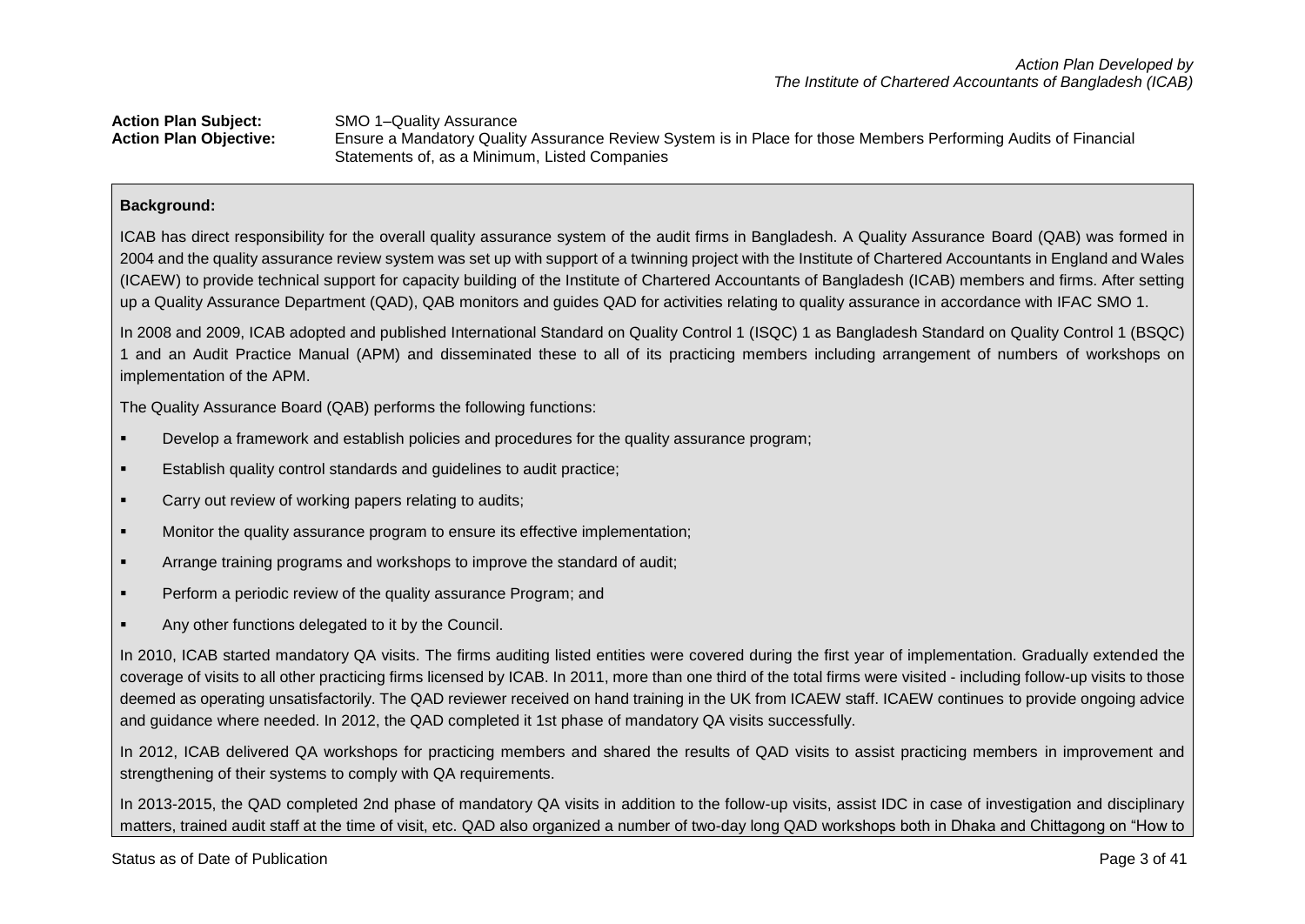**Action Plan Subject:** SMO 1–Quality Assurance

**Action Plan Objective:** Ensure a Mandatory Quality Assurance Review System is in Place for those Members Performing Audits of Financial Statements of, as a Minimum, Listed Companies

**Background:**

ICAB has direct responsibility for the overall quality assurance system of the audit firms in Bangladesh. A Quality Assurance Board (QAB) was formed in 2004 and the quality assurance review system was set up with support of a twinning project with the Institute of Chartered Accountants in England and Wales (ICAEW) to provide technical support for capacity building of the Institute of Chartered Accountants of Bangladesh (ICAB) members and firms. After setting up a Quality Assurance Department (QAD), QAB monitors and guides QAD for activities relating to quality assurance in accordance with IFAC SMO 1.

In 2008 and 2009, ICAB adopted and published International Standard on Quality Control 1 (ISQC) 1 as Bangladesh Standard on Quality Control 1 (BSQC) 1 and an Audit Practice Manual (APM) and disseminated these to all of its practicing members including arrangement of numbers of workshops on implementation of the APM.

The Quality Assurance Board (QAB) performs the following functions:

- Develop a framework and establish policies and procedures for the quality assurance program;
- Establish quality control standards and guidelines to audit practice;
- Carry out review of working papers relating to audits;
- Monitor the quality assurance program to ensure its effective implementation;
- Arrange training programs and workshops to improve the standard of audit;
- Perform a periodic review of the quality assurance Program; and
- Any other functions delegated to it by the Council.

In 2010, ICAB started mandatory QA visits. The firms auditing listed entities were covered during the first year of implementation. Gradually extended the coverage of visits to all other practicing firms licensed by ICAB. In 2011, more than one third of the total firms were visited - including follow-up visits to those deemed as operating unsatisfactorily. The QAD reviewer received on hand training in the UK from ICAEW staff. ICAEW continues to provide ongoing advice and guidance where needed. In 2012, the QAD completed it 1st phase of mandatory QA visits successfully.

In 2012, ICAB delivered QA workshops for practicing members and shared the results of QAD visits to assist practicing members in improvement and strengthening of their systems to comply with QA requirements.

In 2013-2015, the QAD completed 2nd phase of mandatory QA visits in addition to the follow-up visits, assist IDC in case of investigation and disciplinary matters, trained audit staff at the time of visit, etc. QAD also organized a number of two-day long QAD workshops both in Dhaka and Chittagong on "How to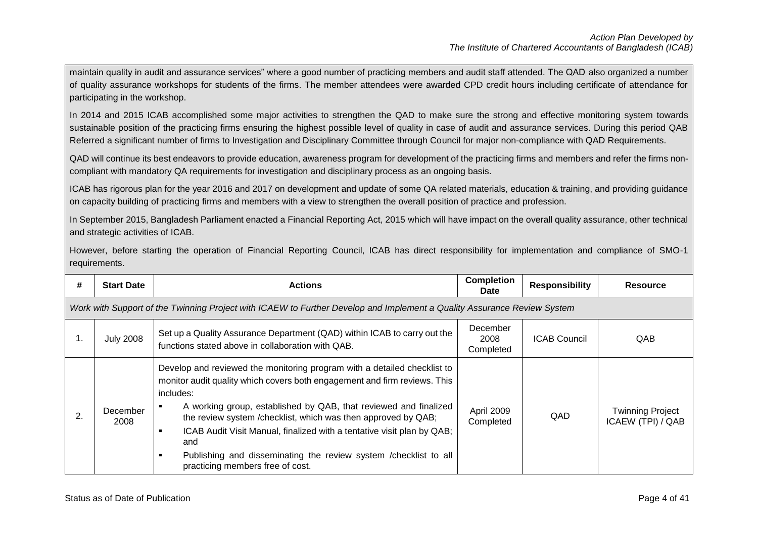maintain quality in audit and assurance services" where a good number of practicing members and audit staff attended. The QAD also organized a number of quality assurance workshops for students of the firms. The member attendees were awarded CPD credit hours including certificate of attendance for participating in the workshop.

In 2014 and 2015 ICAB accomplished some major activities to strengthen the QAD to make sure the strong and effective monitoring system towards sustainable position of the practicing firms ensuring the highest possible level of quality in case of audit and assurance services. During this period QAB Referred a significant number of firms to Investigation and Disciplinary Committee through Council for major non-compliance with QAD Requirements.

QAD will continue its best endeavors to provide education, awareness program for development of the practicing firms and members and refer the firms non-compliant with mandatory QA requirements for investigation and disciplinary process as an ongoing basis.

ICAB has rigorous plan for the year 2016 and 2017 on development and update of some QA related materials, education & training, and providing guidance on capacity building of practicing firms and members with a view to strengthen the overall position of practice and profession.

In September 2015, Bangladesh Parliament enacted a Financial Reporting Act, 2015 which will have impact on the overall quality assurance, other technical and strategic activities of ICAB.

However, before starting the operation of Financial Reporting Council, ICAB has direct responsibility for implementation and compliance of SMO-1 requirements.

| # | Start Date | Actions | Completion Date | Responsibility | Resource |
|---|---|---|---|---|---|
| *Work with Support of the Twinning Project with ICAEW to Further Develop and Implement a Quality Assurance Review System* | | | | | |
| 1. | July 2008 | Set up a Quality Assurance Department (QAD) within ICAB to carry out the functions stated above in collaboration with QAB. | December 2008 Completed | ICAB Council | QAB |
| 2. | December 2008 | Develop and reviewed the monitoring program with a detailed checklist to monitor audit quality which covers both engagement and firm reviews. This includes:<br>▪ A working group, established by QAB, that reviewed and finalized the review system /checklist, which was then approved by QAB;<br>▪ ICAB Audit Visit Manual, finalized with a tentative visit plan by QAB; and<br>▪ Publishing and disseminating the review system /checklist to all practicing members free of cost. | April 2009 Completed | QAD | Twinning Project ICAEW (TPI) / QAB |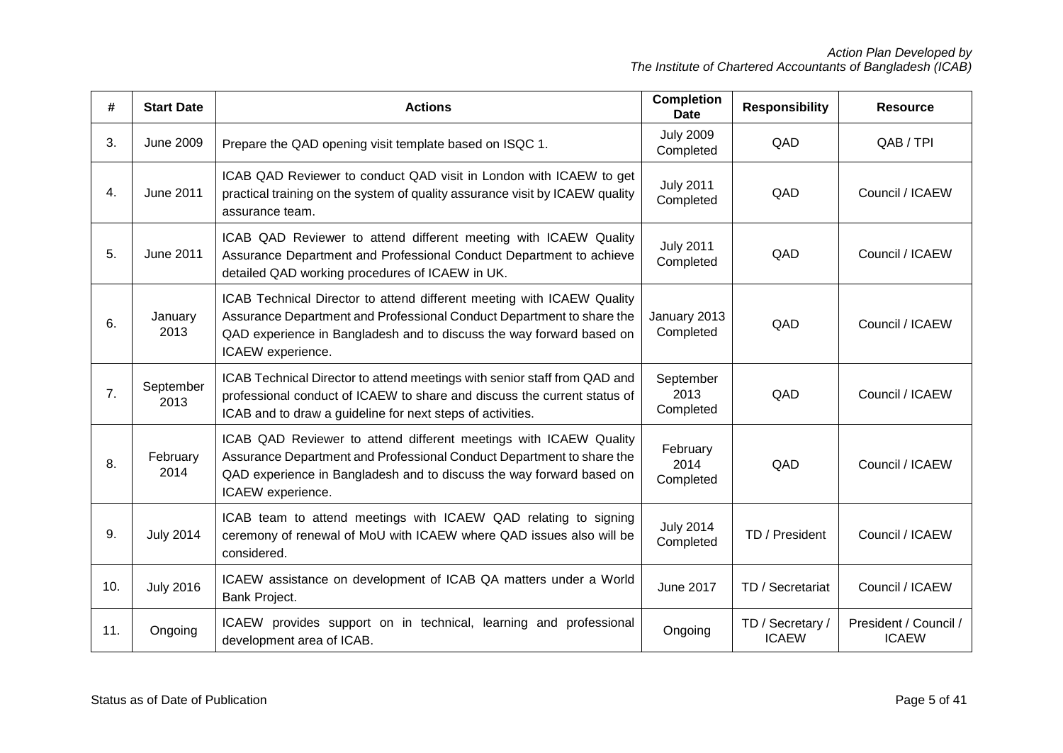| # | Start Date | Actions | Completion Date | Responsibility | Resource |
|---|---|---|---|---|---|
| 3. | June 2009 | Prepare the QAD opening visit template based on ISQC 1. | July 2009 Completed | QAD | QAB / TPI |
| 4. | June 2011 | ICAB QAD Reviewer to conduct QAD visit in London with ICAEW to get practical training on the system of quality assurance visit by ICAEW quality assurance team. | July 2011 Completed | QAD | Council / ICAEW |
| 5. | June 2011 | ICAB QAD Reviewer to attend different meeting with ICAEW Quality Assurance Department and Professional Conduct Department to achieve detailed QAD working procedures of ICAEW in UK. | July 2011 Completed | QAD | Council / ICAEW |
| 6. | January 2013 | ICAB Technical Director to attend different meeting with ICAEW Quality Assurance Department and Professional Conduct Department to share the QAD experience in Bangladesh and to discuss the way forward based on ICAEW experience. | January 2013 Completed | QAD | Council / ICAEW |
| 7. | September 2013 | ICAB Technical Director to attend meetings with senior staff from QAD and professional conduct of ICAEW to share and discuss the current status of ICAB and to draw a guideline for next steps of activities. | September 2013 Completed | QAD | Council / ICAEW |
| 8. | February 2014 | ICAB QAD Reviewer to attend different meetings with ICAEW Quality Assurance Department and Professional Conduct Department to share the QAD experience in Bangladesh and to discuss the way forward based on ICAEW experience. | February 2014 Completed | QAD | Council / ICAEW |
| 9. | July 2014 | ICAB team to attend meetings with ICAEW QAD relating to signing ceremony of renewal of MoU with ICAEW where QAD issues also will be considered. | July 2014 Completed | TD / President | Council / ICAEW |
| 10. | July 2016 | ICAEW assistance on development of ICAB QA matters under a World Bank Project. | June 2017 | TD / Secretariat | Council / ICAEW |
| 11. | Ongoing | ICAEW provides support on in technical, learning and professional development area of ICAB. | Ongoing | TD / Secretary / ICAEW | President / Council / ICAEW |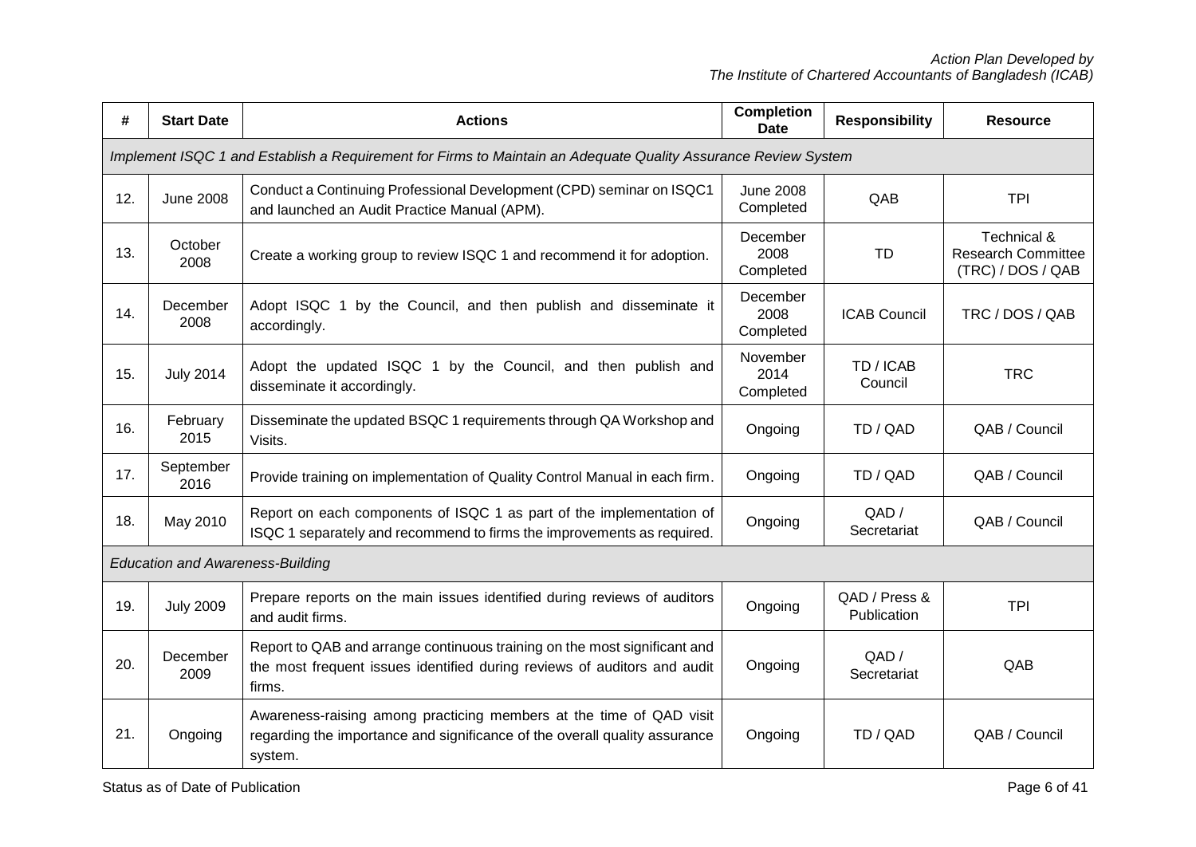| # | Start Date | Actions | Completion Date | Responsibility | Resource |
|---|---|---|---|---|---|
| *Implement ISQC 1 and Establish a Requirement for Firms to Maintain an Adequate Quality Assurance Review System* | | | | | |
| 12. | June 2008 | Conduct a Continuing Professional Development (CPD) seminar on ISQC1 and launched an Audit Practice Manual (APM). | June 2008 Completed | QAB | TPI |
| 13. | October 2008 | Create a working group to review ISQC 1 and recommend it for adoption. | December 2008 Completed | TD | Technical & Research Committee (TRC) / DOS / QAB |
| 14. | December 2008 | Adopt ISQC 1 by the Council, and then publish and disseminate it accordingly. | December 2008 Completed | ICAB Council | TRC / DOS / QAB |
| 15. | July 2014 | Adopt the updated ISQC 1 by the Council, and then publish and disseminate it accordingly. | November 2014 Completed | TD / ICAB Council | TRC |
| 16. | February 2015 | Disseminate the updated BSQC 1 requirements through QA Workshop and Visits. | Ongoing | TD / QAD | QAB / Council |
| 17. | September 2016 | Provide training on implementation of Quality Control Manual in each firm. | Ongoing | TD / QAD | QAB / Council |
| 18. | May 2010 | Report on each components of ISQC 1 as part of the implementation of ISQC 1 separately and recommend to firms the improvements as required. | Ongoing | QAD / Secretariat | QAB / Council |
| *Education and Awareness-Building* | | | | | |
| 19. | July 2009 | Prepare reports on the main issues identified during reviews of auditors and audit firms. | Ongoing | QAD / Press & Publication | TPI |
| 20. | December 2009 | Report to QAB and arrange continuous training on the most significant and the most frequent issues identified during reviews of auditors and audit firms. | Ongoing | QAD / Secretariat | QAB |
| 21. | Ongoing | Awareness-raising among practicing members at the time of QAD visit regarding the importance and significance of the overall quality assurance system. | Ongoing | TD / QAD | QAB / Council |

Status as of Date of Publication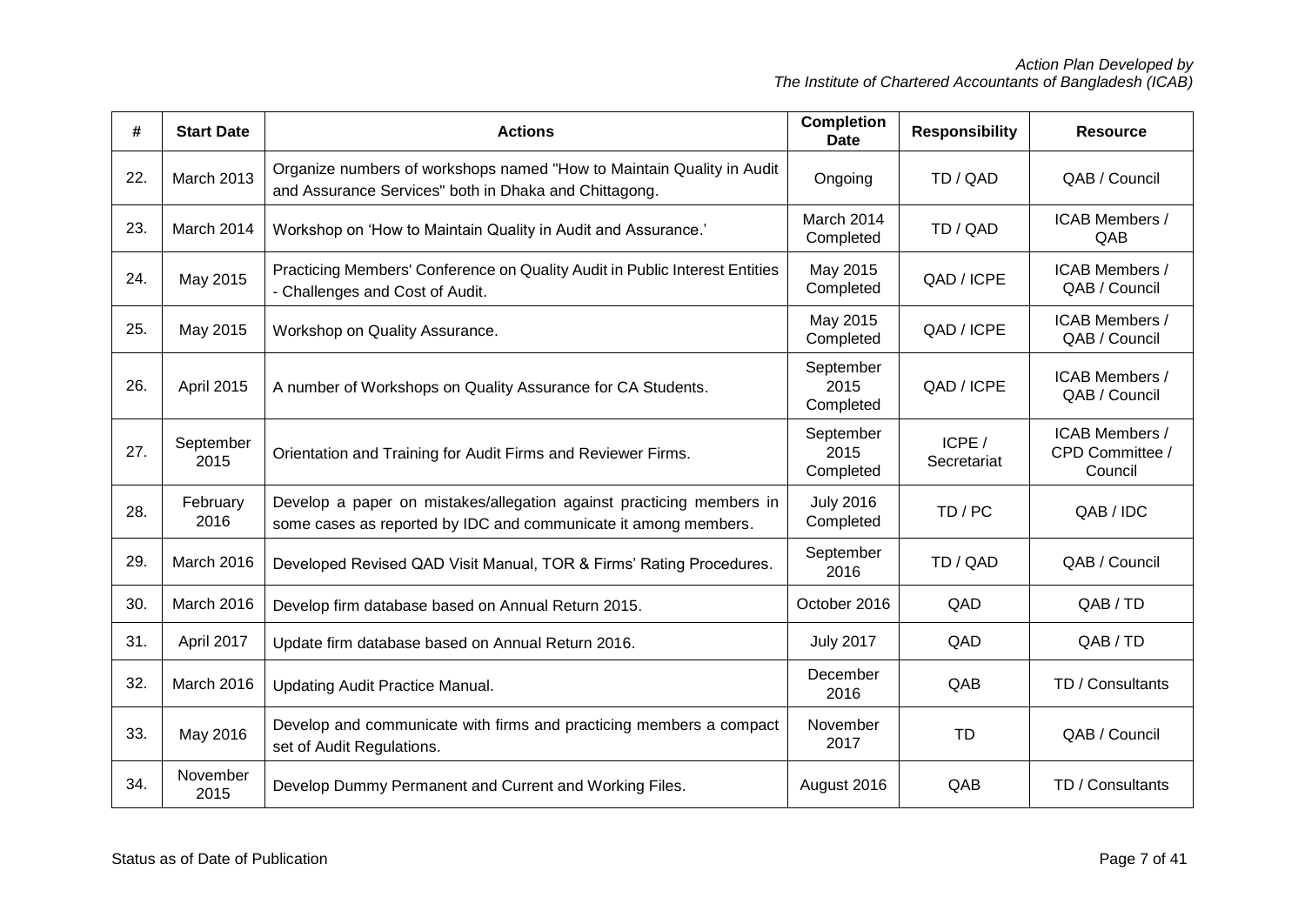| # | Start Date | Actions | Completion Date | Responsibility | Resource |
|---|---|---|---|---|---|
| 22. | March 2013 | Organize numbers of workshops named "How to Maintain Quality in Audit and Assurance Services" both in Dhaka and Chittagong. | Ongoing | TD / QAD | QAB / Council |
| 23. | March 2014 | Workshop on 'How to Maintain Quality in Audit and Assurance.' | March 2014 Completed | TD / QAD | ICAB Members / QAB |
| 24. | May 2015 | Practicing Members' Conference on Quality Audit in Public Interest Entities - Challenges and Cost of Audit. | May 2015 Completed | QAD / ICPE | ICAB Members / QAB / Council |
| 25. | May 2015 | Workshop on Quality Assurance. | May 2015 Completed | QAD / ICPE | ICAB Members / QAB / Council |
| 26. | April 2015 | A number of Workshops on Quality Assurance for CA Students. | September 2015 Completed | QAD / ICPE | ICAB Members / QAB / Council |
| 27. | September 2015 | Orientation and Training for Audit Firms and Reviewer Firms. | September 2015 Completed | ICPE / Secretariat | ICAB Members / CPD Committee / Council |
| 28. | February 2016 | Develop a paper on mistakes/allegation against practicing members in some cases as reported by IDC and communicate it among members. | July 2016 Completed | TD / PC | QAB / IDC |
| 29. | March 2016 | Developed Revised QAD Visit Manual, TOR & Firms' Rating Procedures. | September 2016 | TD / QAD | QAB / Council |
| 30. | March 2016 | Develop firm database based on Annual Return 2015. | October 2016 | QAD | QAB / TD |
| 31. | April 2017 | Update firm database based on Annual Return 2016. | July 2017 | QAD | QAB / TD |
| 32. | March 2016 | Updating Audit Practice Manual. | December 2016 | QAB | TD / Consultants |
| 33. | May 2016 | Develop and communicate with firms and practicing members a compact set of Audit Regulations. | November 2017 | TD | QAB / Council |
| 34. | November 2015 | Develop Dummy Permanent and Current and Working Files. | August 2016 | QAB | TD / Consultants |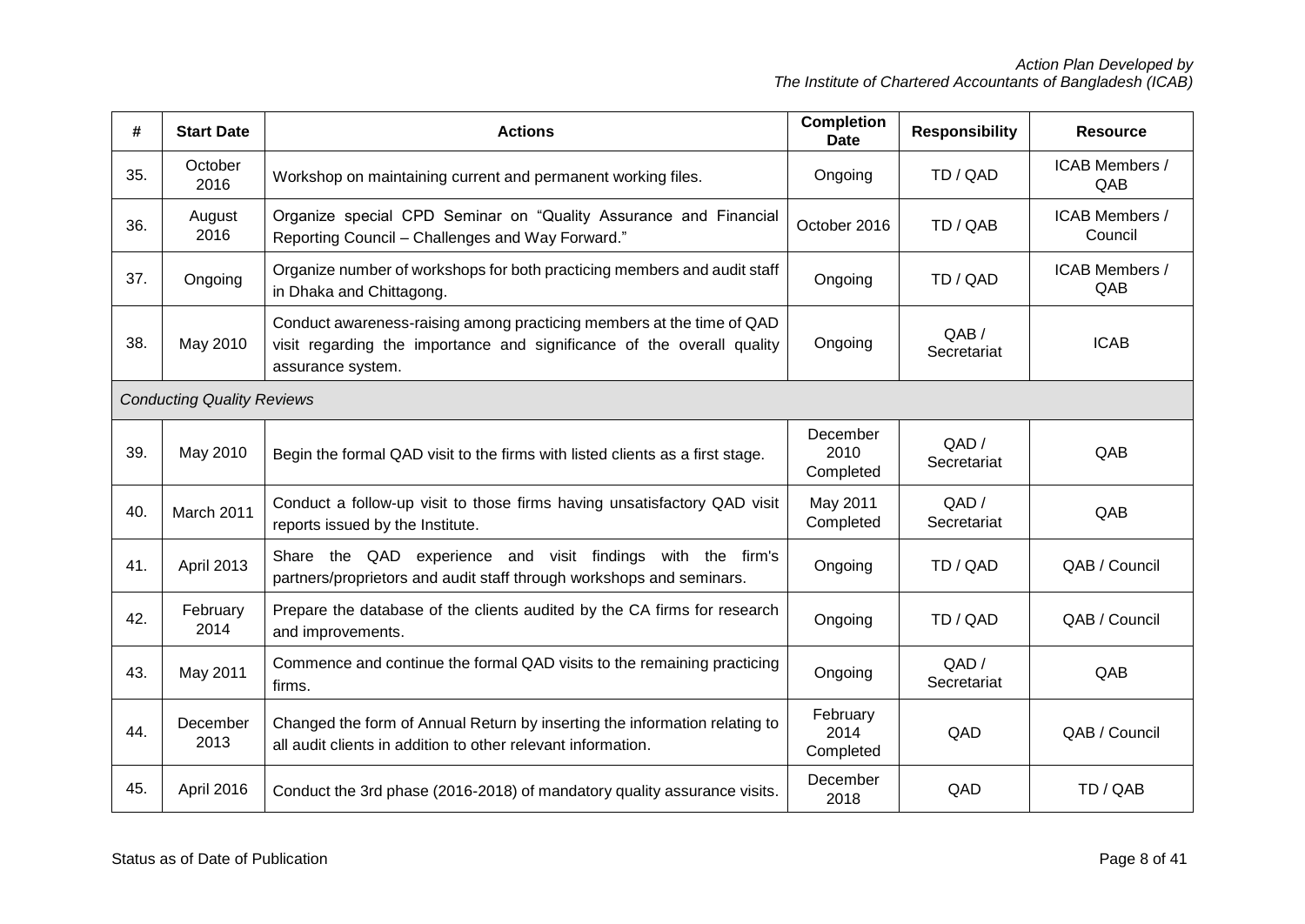| # | Start Date | Actions | Completion Date | Responsibility | Resource |
|---|---|---|---|---|---|
| 35. | October 2016 | Workshop on maintaining current and permanent working files. | Ongoing | TD / QAD | ICAB Members / QAB |
| 36. | August 2016 | Organize special CPD Seminar on "Quality Assurance and Financial Reporting Council – Challenges and Way Forward." | October 2016 | TD / QAB | ICAB Members / Council |
| 37. | Ongoing | Organize number of workshops for both practicing members and audit staff in Dhaka and Chittagong. | Ongoing | TD / QAD | ICAB Members / QAB |
| 38. | May 2010 | Conduct awareness-raising among practicing members at the time of QAD visit regarding the importance and significance of the overall quality assurance system. | Ongoing | QAB / Secretariat | ICAB |
| *Conducting Quality Reviews* | | | | | |
| 39. | May 2010 | Begin the formal QAD visit to the firms with listed clients as a first stage. | December 2010 Completed | QAD / Secretariat | QAB |
| 40. | March 2011 | Conduct a follow-up visit to those firms having unsatisfactory QAD visit reports issued by the Institute. | May 2011 Completed | QAD / Secretariat | QAB |
| 41. | April 2013 | Share the QAD experience and visit findings with the firm's partners/proprietors and audit staff through workshops and seminars. | Ongoing | TD / QAD | QAB / Council |
| 42. | February 2014 | Prepare the database of the clients audited by the CA firms for research and improvements. | Ongoing | TD / QAD | QAB / Council |
| 43. | May 2011 | Commence and continue the formal QAD visits to the remaining practicing firms. | Ongoing | QAD / Secretariat | QAB |
| 44. | December 2013 | Changed the form of Annual Return by inserting the information relating to all audit clients in addition to other relevant information. | February 2014 Completed | QAD | QAB / Council |
| 45. | April 2016 | Conduct the 3rd phase (2016-2018) of mandatory quality assurance visits. | December 2018 | QAD | TD / QAB |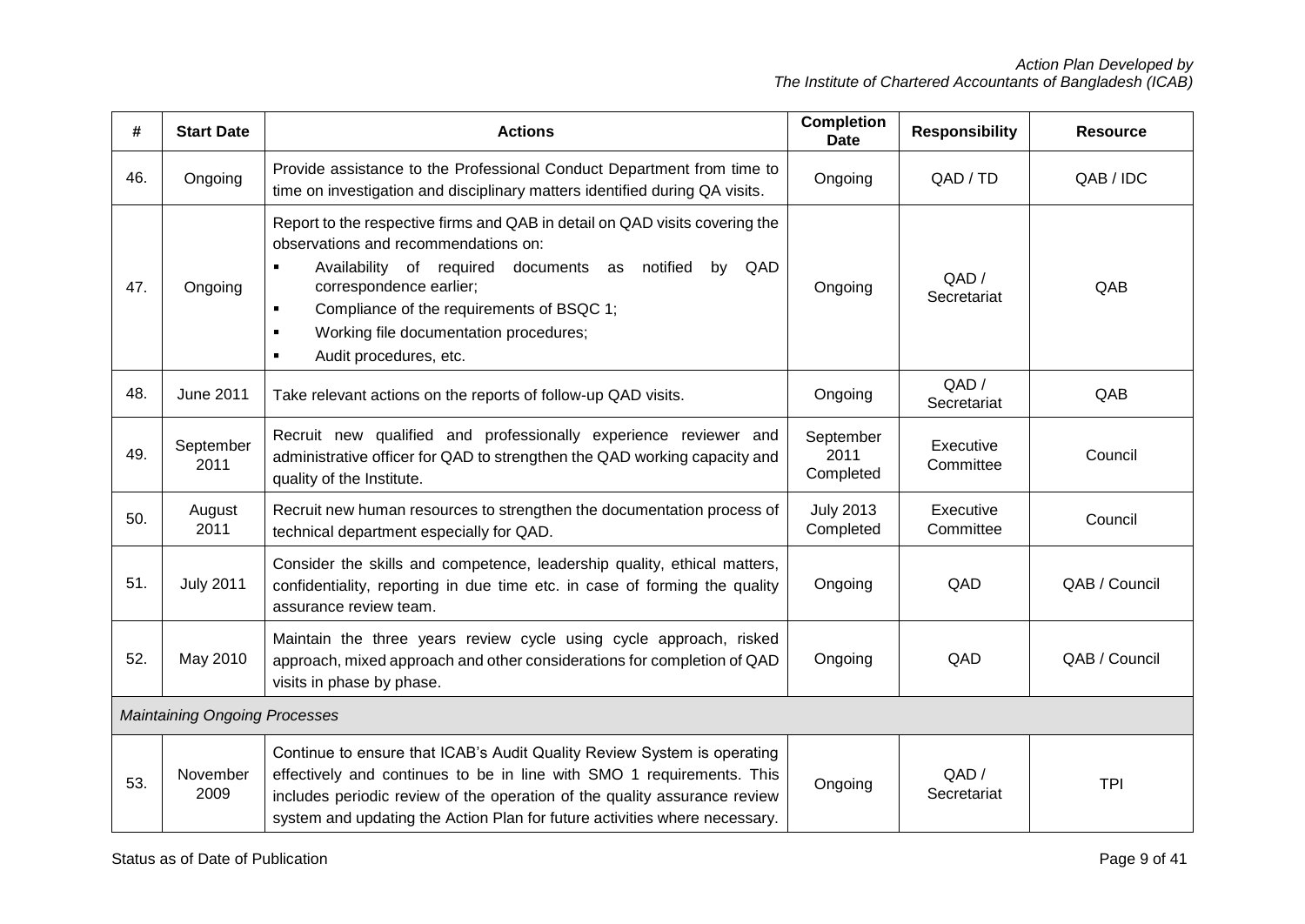| # | Start Date | Actions | Completion Date | Responsibility | Resource |
|---|---|---|---|---|---|
| 46. | Ongoing | Provide assistance to the Professional Conduct Department from time to time on investigation and disciplinary matters identified during QA visits. | Ongoing | QAD / TD | QAB / IDC |
| 47. | Ongoing | Report to the respective firms and QAB in detail on QAD visits covering the observations and recommendations on:<br>▪ Availability of required documents as notified by QAD correspondence earlier;<br>▪ Compliance of the requirements of BSQC 1;<br>▪ Working file documentation procedures;<br>▪ Audit procedures, etc. | Ongoing | QAD / Secretariat | QAB |
| 48. | June 2011 | Take relevant actions on the reports of follow-up QAD visits. | Ongoing | QAD / Secretariat | QAB |
| 49. | September 2011 | Recruit new qualified and professionally experience reviewer and administrative officer for QAD to strengthen the QAD working capacity and quality of the Institute. | September 2011 Completed | Executive Committee | Council |
| 50. | August 2011 | Recruit new human resources to strengthen the documentation process of technical department especially for QAD. | July 2013 Completed | Executive Committee | Council |
| 51. | July 2011 | Consider the skills and competence, leadership quality, ethical matters, confidentiality, reporting in due time etc. in case of forming the quality assurance review team. | Ongoing | QAD | QAB / Council |
| 52. | May 2010 | Maintain the three years review cycle using cycle approach, risked approach, mixed approach and other considerations for completion of QAD visits in phase by phase. | Ongoing | QAD | QAB / Council |
| *Maintaining Ongoing Processes* | | | | | |
| 53. | November 2009 | Continue to ensure that ICAB's Audit Quality Review System is operating effectively and continues to be in line with SMO 1 requirements. This includes periodic review of the operation of the quality assurance review system and updating the Action Plan for future activities where necessary. | Ongoing | QAD / Secretariat | TPI |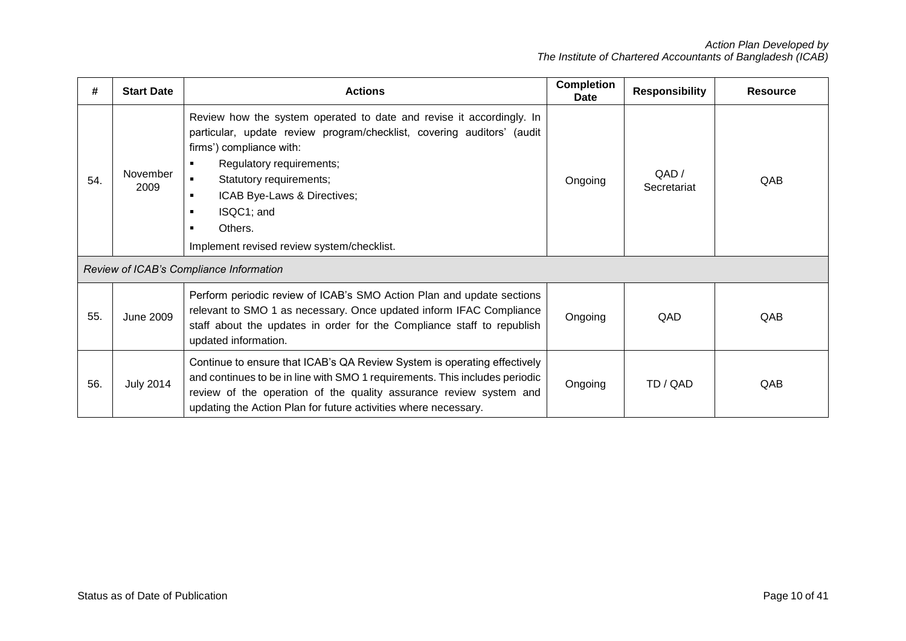| # | Start Date | Actions | Completion Date | Responsibility | Resource |
|---|---|---|---|---|---|
| 54. | November 2009 | Review how the system operated to date and revise it accordingly. In particular, update review program/checklist, covering auditors' (audit firms') compliance with:<br>▪ Regulatory requirements;<br>▪ Statutory requirements;<br>▪ ICAB Bye-Laws & Directives;<br>▪ ISQC1; and<br>▪ Others.<br>Implement revised review system/checklist. | Ongoing | QAD / Secretariat | QAB |
| *Review of ICAB's Compliance Information* | | | | | |
| 55. | June 2009 | Perform periodic review of ICAB's SMO Action Plan and update sections relevant to SMO 1 as necessary. Once updated inform IFAC Compliance staff about the updates in order for the Compliance staff to republish updated information. | Ongoing | QAD | QAB |
| 56. | July 2014 | Continue to ensure that ICAB's QA Review System is operating effectively and continues to be in line with SMO 1 requirements. This includes periodic review of the operation of the quality assurance review system and updating the Action Plan for future activities where necessary. | Ongoing | TD / QAD | QAB |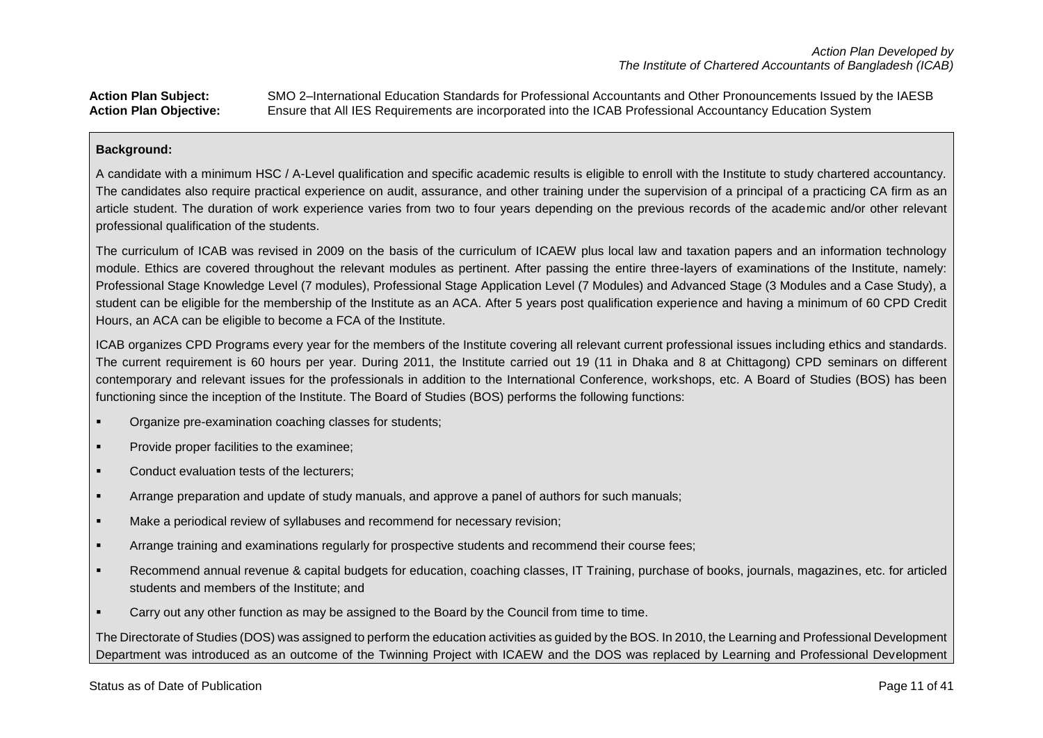**Action Plan Subject:** SMO 2–International Education Standards for Professional Accountants and Other Pronouncements Issued by the IAESB
**Action Plan Objective:** Ensure that All IES Requirements are incorporated into the ICAB Professional Accountancy Education System

**Background:**

A candidate with a minimum HSC / A-Level qualification and specific academic results is eligible to enroll with the Institute to study chartered accountancy. The candidates also require practical experience on audit, assurance, and other training under the supervision of a principal of a practicing CA firm as an article student. The duration of work experience varies from two to four years depending on the previous records of the academic and/or other relevant professional qualification of the students.

The curriculum of ICAB was revised in 2009 on the basis of the curriculum of ICAEW plus local law and taxation papers and an information technology module. Ethics are covered throughout the relevant modules as pertinent. After passing the entire three-layers of examinations of the Institute, namely: Professional Stage Knowledge Level (7 modules), Professional Stage Application Level (7 Modules) and Advanced Stage (3 Modules and a Case Study), a student can be eligible for the membership of the Institute as an ACA. After 5 years post qualification experience and having a minimum of 60 CPD Credit Hours, an ACA can be eligible to become a FCA of the Institute.

ICAB organizes CPD Programs every year for the members of the Institute covering all relevant current professional issues including ethics and standards. The current requirement is 60 hours per year. During 2011, the Institute carried out 19 (11 in Dhaka and 8 at Chittagong) CPD seminars on different contemporary and relevant issues for the professionals in addition to the International Conference, workshops, etc. A Board of Studies (BOS) has been functioning since the inception of the Institute. The Board of Studies (BOS) performs the following functions:

- Organize pre-examination coaching classes for students;
- Provide proper facilities to the examinee;
- Conduct evaluation tests of the lecturers;
- Arrange preparation and update of study manuals, and approve a panel of authors for such manuals;
- Make a periodical review of syllabuses and recommend for necessary revision;
- Arrange training and examinations regularly for prospective students and recommend their course fees;
- Recommend annual revenue & capital budgets for education, coaching classes, IT Training, purchase of books, journals, magazines, etc. for articled students and members of the Institute; and
- Carry out any other function as may be assigned to the Board by the Council from time to time.

The Directorate of Studies (DOS) was assigned to perform the education activities as guided by the BOS. In 2010, the Learning and Professional Development Department was introduced as an outcome of the Twinning Project with ICAEW and the DOS was replaced by Learning and Professional Development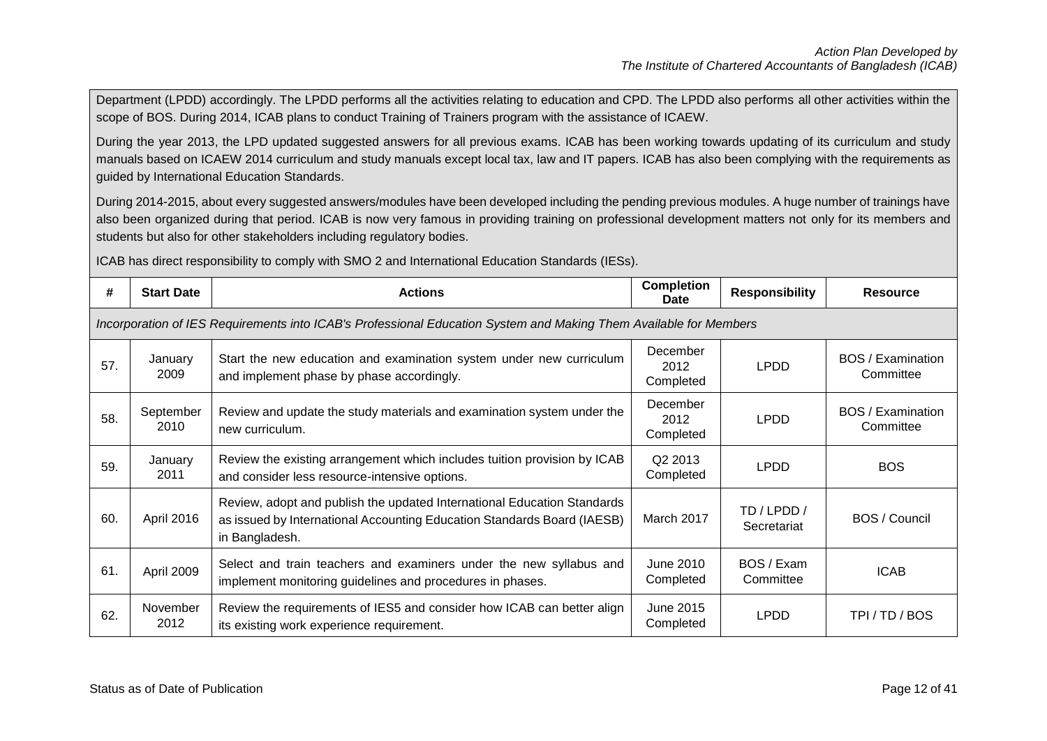Department (LPDD) accordingly. The LPDD performs all the activities relating to education and CPD. The LPDD also performs all other activities within the scope of BOS. During 2014, ICAB plans to conduct Training of Trainers program with the assistance of ICAEW.

During the year 2013, the LPD updated suggested answers for all previous exams. ICAB has been working towards updating of its curriculum and study manuals based on ICAEW 2014 curriculum and study manuals except local tax, law and IT papers. ICAB has also been complying with the requirements as guided by International Education Standards.

During 2014-2015, about every suggested answers/modules have been developed including the pending previous modules. A huge number of trainings have also been organized during that period. ICAB is now very famous in providing training on professional development matters not only for its members and students but also for other stakeholders including regulatory bodies.

ICAB has direct responsibility to comply with SMO 2 and International Education Standards (IESs).

| # | Start Date | Actions | Completion Date | Responsibility | Resource |
|---|---|---|---|---|---|
| *Incorporation of IES Requirements into ICAB's Professional Education System and Making Them Available for Members* | | | | | |
| 57. | January 2009 | Start the new education and examination system under new curriculum and implement phase by phase accordingly. | December 2012 Completed | LPDD | BOS / Examination Committee |
| 58. | September 2010 | Review and update the study materials and examination system under the new curriculum. | December 2012 Completed | LPDD | BOS / Examination Committee |
| 59. | January 2011 | Review the existing arrangement which includes tuition provision by ICAB and consider less resource-intensive options. | Q2 2013 Completed | LPDD | BOS |
| 60. | April 2016 | Review, adopt and publish the updated International Education Standards as issued by International Accounting Education Standards Board (IAESB) in Bangladesh. | March 2017 | TD / LPDD / Secretariat | BOS / Council |
| 61. | April 2009 | Select and train teachers and examiners under the new syllabus and implement monitoring guidelines and procedures in phases. | June 2010 Completed | BOS / Exam Committee | ICAB |
| 62. | November 2012 | Review the requirements of IES5 and consider how ICAB can better align its existing work experience requirement. | June 2015 Completed | LPDD | TPI / TD / BOS |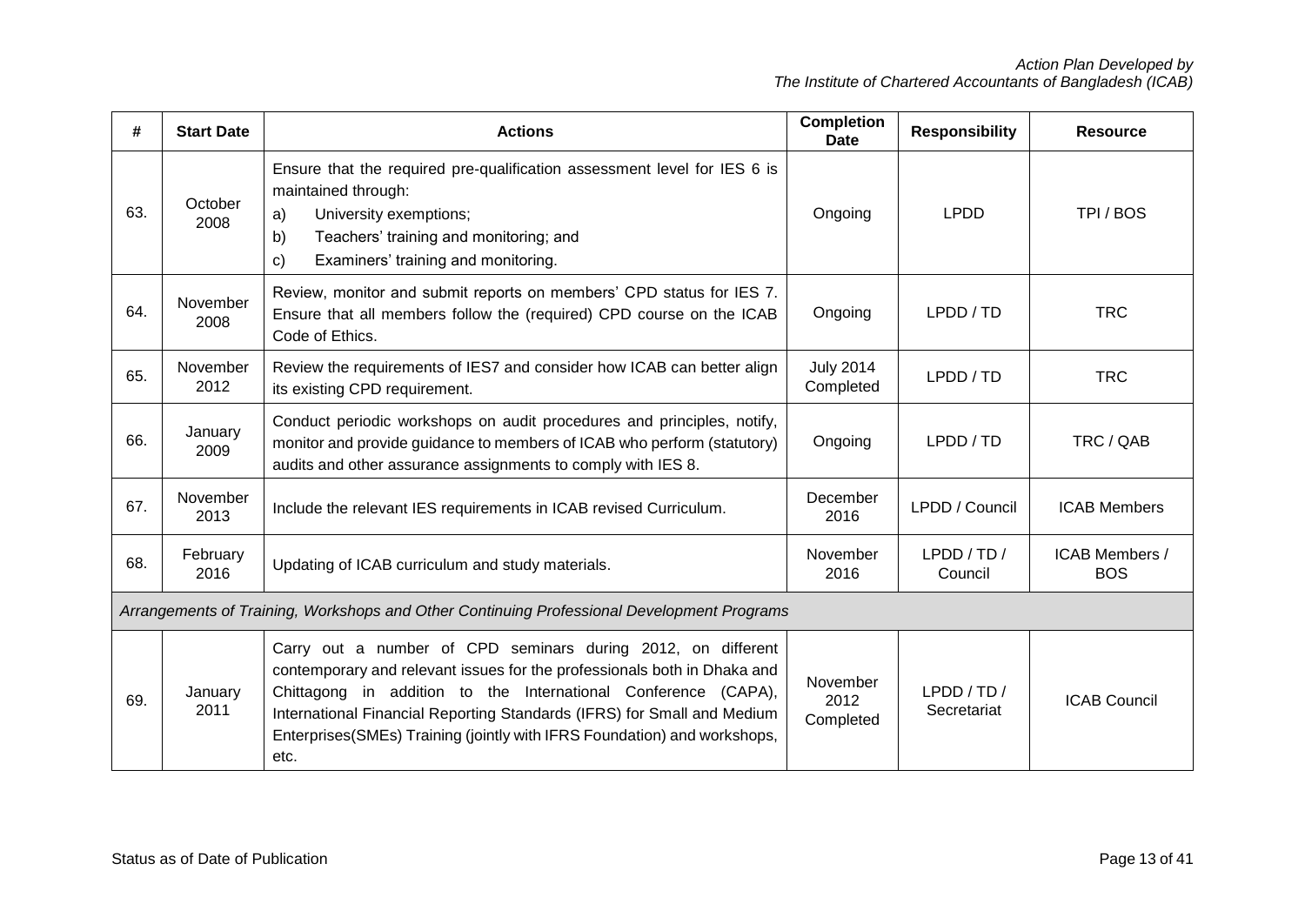| # | Start Date | Actions | Completion Date | Responsibility | Resource |
|---|---|---|---|---|---|
| 63. | October 2008 | Ensure that the required pre-qualification assessment level for IES 6 is maintained through:<br>a) University exemptions;<br>b) Teachers' training and monitoring; and<br>c) Examiners' training and monitoring. | Ongoing | LPDD | TPI / BOS |
| 64. | November 2008 | Review, monitor and submit reports on members' CPD status for IES 7. Ensure that all members follow the (required) CPD course on the ICAB Code of Ethics. | Ongoing | LPDD / TD | TRC |
| 65. | November 2012 | Review the requirements of IES7 and consider how ICAB can better align its existing CPD requirement. | July 2014 Completed | LPDD / TD | TRC |
| 66. | January 2009 | Conduct periodic workshops on audit procedures and principles, notify, monitor and provide guidance to members of ICAB who perform (statutory) audits and other assurance assignments to comply with IES 8. | Ongoing | LPDD / TD | TRC / QAB |
| 67. | November 2013 | Include the relevant IES requirements in ICAB revised Curriculum. | December 2016 | LPDD / Council | ICAB Members |
| 68. | February 2016 | Updating of ICAB curriculum and study materials. | November 2016 | LPDD / TD / Council | ICAB Members / BOS |
| *Arrangements of Training, Workshops and Other Continuing Professional Development Programs* | | | | | |
| 69. | January 2011 | Carry out a number of CPD seminars during 2012, on different contemporary and relevant issues for the professionals both in Dhaka and Chittagong in addition to the International Conference (CAPA), International Financial Reporting Standards (IFRS) for Small and Medium Enterprises(SMEs) Training (jointly with IFRS Foundation) and workshops, etc. | November 2012 Completed | LPDD / TD / Secretariat | ICAB Council |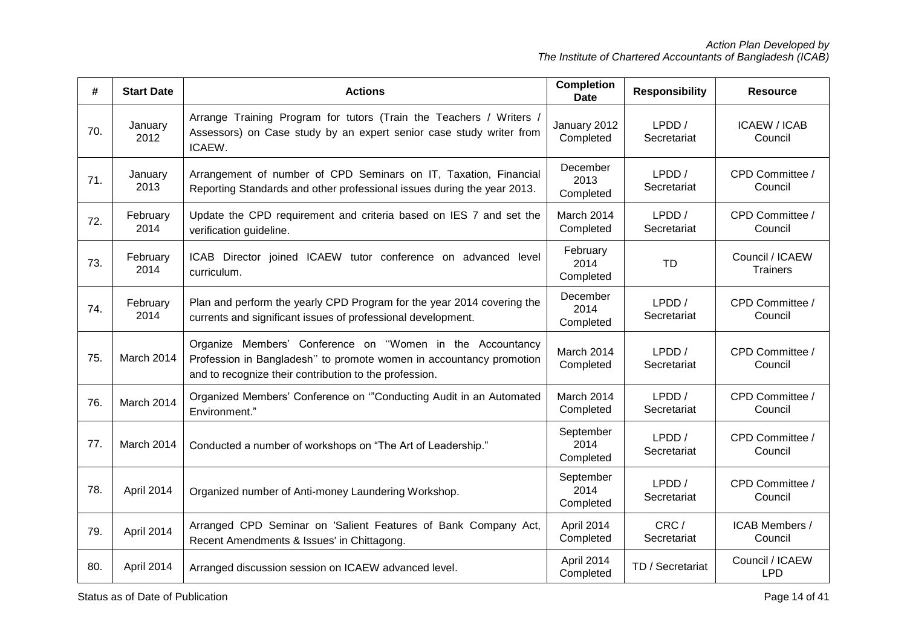| # | Start Date | Actions | Completion Date | Responsibility | Resource |
|---|---|---|---|---|---|
| 70. | January 2012 | Arrange Training Program for tutors (Train the Teachers / Writers / Assessors) on Case study by an expert senior case study writer from ICAEW. | January 2012 Completed | LPDD / Secretariat | ICAEW / ICAB Council |
| 71. | January 2013 | Arrangement of number of CPD Seminars on IT, Taxation, Financial Reporting Standards and other professional issues during the year 2013. | December 2013 Completed | LPDD / Secretariat | CPD Committee / Council |
| 72. | February 2014 | Update the CPD requirement and criteria based on IES 7 and set the verification guideline. | March 2014 Completed | LPDD / Secretariat | CPD Committee / Council |
| 73. | February 2014 | ICAB Director joined ICAEW tutor conference on advanced level curriculum. | February 2014 Completed | TD | Council / ICAEW Trainers |
| 74. | February 2014 | Plan and perform the yearly CPD Program for the year 2014 covering the currents and significant issues of professional development. | December 2014 Completed | LPDD / Secretariat | CPD Committee / Council |
| 75. | March 2014 | Organize Members' Conference on ''Women in the Accountancy Profession in Bangladesh'' to promote women in accountancy promotion and to recognize their contribution to the profession. | March 2014 Completed | LPDD / Secretariat | CPD Committee / Council |
| 76. | March 2014 | Organized Members' Conference on '"Conducting Audit in an Automated Environment." | March 2014 Completed | LPDD / Secretariat | CPD Committee / Council |
| 77. | March 2014 | Conducted a number of workshops on "The Art of Leadership." | September 2014 Completed | LPDD / Secretariat | CPD Committee / Council |
| 78. | April 2014 | Organized number of Anti-money Laundering Workshop. | September 2014 Completed | LPDD / Secretariat | CPD Committee / Council |
| 79. | April 2014 | Arranged CPD Seminar on 'Salient Features of Bank Company Act, Recent Amendments & Issues' in Chittagong. | April 2014 Completed | CRC / Secretariat | ICAB Members / Council |
| 80. | April 2014 | Arranged discussion session on ICAEW advanced level. | April 2014 Completed | TD / Secretariat | Council / ICAEW LPD |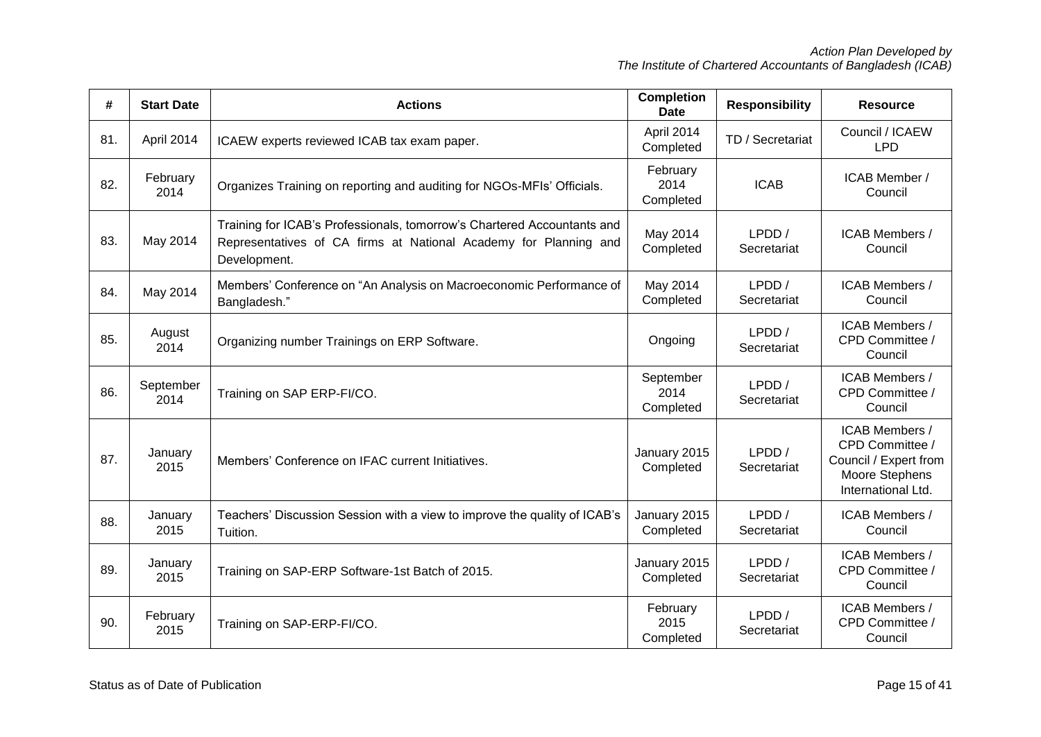| # | Start Date | Actions | Completion Date | Responsibility | Resource |
|---|---|---|---|---|---|
| 81. | April 2014 | ICAEW experts reviewed ICAB tax exam paper. | April 2014 Completed | TD / Secretariat | Council / ICAEW LPD |
| 82. | February 2014 | Organizes Training on reporting and auditing for NGOs-MFIs' Officials. | February 2014 Completed | ICAB | ICAB Member / Council |
| 83. | May 2014 | Training for ICAB's Professionals, tomorrow's Chartered Accountants and Representatives of CA firms at National Academy for Planning and Development. | May 2014 Completed | LPDD / Secretariat | ICAB Members / Council |
| 84. | May 2014 | Members' Conference on "An Analysis on Macroeconomic Performance of Bangladesh." | May 2014 Completed | LPDD / Secretariat | ICAB Members / Council |
| 85. | August 2014 | Organizing number Trainings on ERP Software. | Ongoing | LPDD / Secretariat | ICAB Members / CPD Committee / Council |
| 86. | September 2014 | Training on SAP ERP-FI/CO. | September 2014 Completed | LPDD / Secretariat | ICAB Members / CPD Committee / Council |
| 87. | January 2015 | Members' Conference on IFAC current Initiatives. | January 2015 Completed | LPDD / Secretariat | ICAB Members / CPD Committee / Council / Expert from Moore Stephens International Ltd. |
| 88. | January 2015 | Teachers' Discussion Session with a view to improve the quality of ICAB's Tuition. | January 2015 Completed | LPDD / Secretariat | ICAB Members / Council |
| 89. | January 2015 | Training on SAP-ERP Software-1st Batch of 2015. | January 2015 Completed | LPDD / Secretariat | ICAB Members / CPD Committee / Council |
| 90. | February 2015 | Training on SAP-ERP-FI/CO. | February 2015 Completed | LPDD / Secretariat | ICAB Members / CPD Committee / Council |

Status as of Date of Publication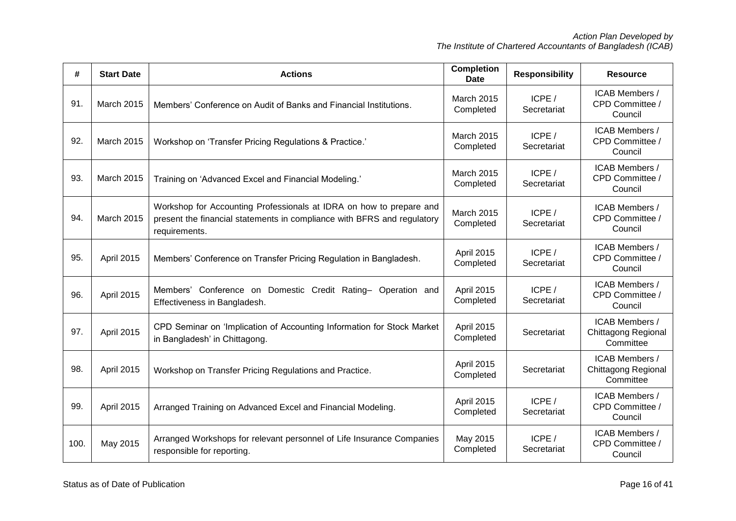| # | Start Date | Actions | Completion Date | Responsibility | Resource |
|---|---|---|---|---|---|
| 91. | March 2015 | Members' Conference on Audit of Banks and Financial Institutions. | March 2015 Completed | ICPE / Secretariat | ICAB Members / CPD Committee / Council |
| 92. | March 2015 | Workshop on 'Transfer Pricing Regulations & Practice.' | March 2015 Completed | ICPE / Secretariat | ICAB Members / CPD Committee / Council |
| 93. | March 2015 | Training on 'Advanced Excel and Financial Modeling.' | March 2015 Completed | ICPE / Secretariat | ICAB Members / CPD Committee / Council |
| 94. | March 2015 | Workshop for Accounting Professionals at IDRA on how to prepare and present the financial statements in compliance with BFRS and regulatory requirements. | March 2015 Completed | ICPE / Secretariat | ICAB Members / CPD Committee / Council |
| 95. | April 2015 | Members' Conference on Transfer Pricing Regulation in Bangladesh. | April 2015 Completed | ICPE / Secretariat | ICAB Members / CPD Committee / Council |
| 96. | April 2015 | Members' Conference on Domestic Credit Rating– Operation and Effectiveness in Bangladesh. | April 2015 Completed | ICPE / Secretariat | ICAB Members / CPD Committee / Council |
| 97. | April 2015 | CPD Seminar on 'Implication of Accounting Information for Stock Market in Bangladesh' in Chittagong. | April 2015 Completed | Secretariat | ICAB Members / Chittagong Regional Committee |
| 98. | April 2015 | Workshop on Transfer Pricing Regulations and Practice. | April 2015 Completed | Secretariat | ICAB Members / Chittagong Regional Committee |
| 99. | April 2015 | Arranged Training on Advanced Excel and Financial Modeling. | April 2015 Completed | ICPE / Secretariat | ICAB Members / CPD Committee / Council |
| 100. | May 2015 | Arranged Workshops for relevant personnel of Life Insurance Companies responsible for reporting. | May 2015 Completed | ICPE / Secretariat | ICAB Members / CPD Committee / Council |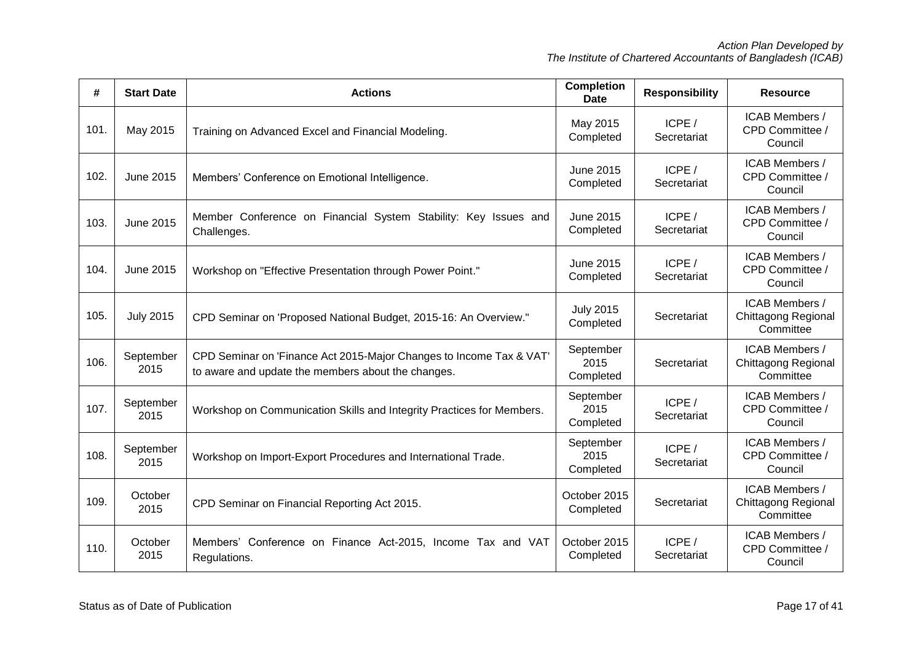| # | Start Date | Actions | Completion Date | Responsibility | Resource |
|---|---|---|---|---|---|
| 101. | May 2015 | Training on Advanced Excel and Financial Modeling. | May 2015 Completed | ICPE / Secretariat | ICAB Members / CPD Committee / Council |
| 102. | June 2015 | Members' Conference on Emotional Intelligence. | June 2015 Completed | ICPE / Secretariat | ICAB Members / CPD Committee / Council |
| 103. | June 2015 | Member Conference on Financial System Stability: Key Issues and Challenges. | June 2015 Completed | ICPE / Secretariat | ICAB Members / CPD Committee / Council |
| 104. | June 2015 | Workshop on "Effective Presentation through Power Point." | June 2015 Completed | ICPE / Secretariat | ICAB Members / CPD Committee / Council |
| 105. | July 2015 | CPD Seminar on 'Proposed National Budget, 2015-16: An Overview." | July 2015 Completed | Secretariat | ICAB Members / Chittagong Regional Committee |
| 106. | September 2015 | CPD Seminar on 'Finance Act 2015-Major Changes to Income Tax & VAT' to aware and update the members about the changes. | September 2015 Completed | Secretariat | ICAB Members / Chittagong Regional Committee |
| 107. | September 2015 | Workshop on Communication Skills and Integrity Practices for Members. | September 2015 Completed | ICPE / Secretariat | ICAB Members / CPD Committee / Council |
| 108. | September 2015 | Workshop on Import-Export Procedures and International Trade. | September 2015 Completed | ICPE / Secretariat | ICAB Members / CPD Committee / Council |
| 109. | October 2015 | CPD Seminar on Financial Reporting Act 2015. | October 2015 Completed | Secretariat | ICAB Members / Chittagong Regional Committee |
| 110. | October 2015 | Members' Conference on Finance Act-2015, Income Tax and VAT Regulations. | October 2015 Completed | ICPE / Secretariat | ICAB Members / CPD Committee / Council |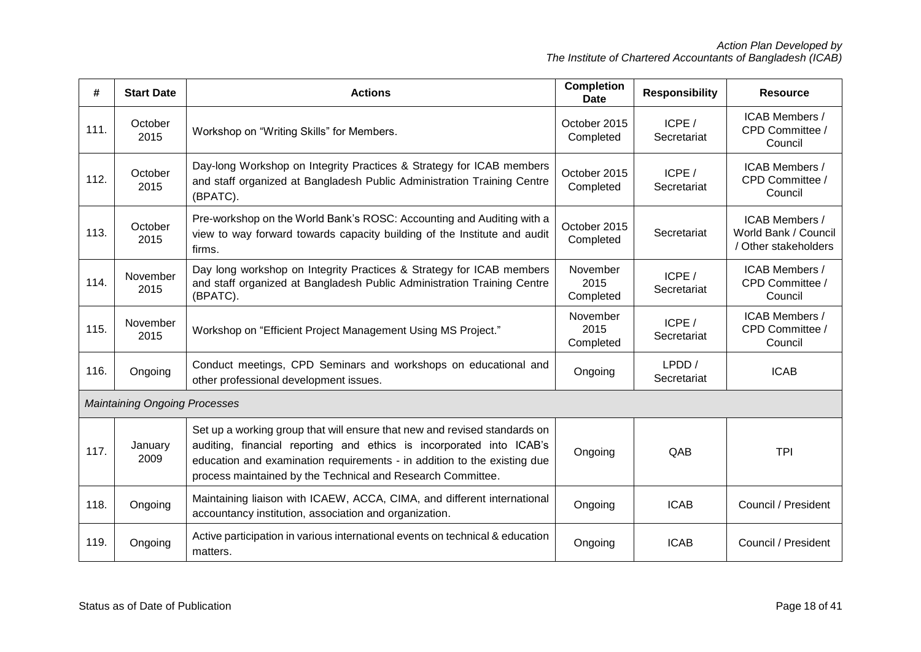| # | Start Date | Actions | Completion Date | Responsibility | Resource |
|---|---|---|---|---|---|
| 111. | October 2015 | Workshop on "Writing Skills" for Members. | October 2015 Completed | ICPE / Secretariat | ICAB Members / CPD Committee / Council |
| 112. | October 2015 | Day-long Workshop on Integrity Practices & Strategy for ICAB members and staff organized at Bangladesh Public Administration Training Centre (BPATC). | October 2015 Completed | ICPE / Secretariat | ICAB Members / CPD Committee / Council |
| 113. | October 2015 | Pre-workshop on the World Bank's ROSC: Accounting and Auditing with a view to way forward towards capacity building of the Institute and audit firms. | October 2015 Completed | Secretariat | ICAB Members / World Bank / Council / Other stakeholders |
| 114. | November 2015 | Day long workshop on Integrity Practices & Strategy for ICAB members and staff organized at Bangladesh Public Administration Training Centre (BPATC). | November 2015 Completed | ICPE / Secretariat | ICAB Members / CPD Committee / Council |
| 115. | November 2015 | Workshop on "Efficient Project Management Using MS Project." | November 2015 Completed | ICPE / Secretariat | ICAB Members / CPD Committee / Council |
| 116. | Ongoing | Conduct meetings, CPD Seminars and workshops on educational and other professional development issues. | Ongoing | LPDD / Secretariat | ICAB |
| *Maintaining Ongoing Processes* | | | | | |
| 117. | January 2009 | Set up a working group that will ensure that new and revised standards on auditing, financial reporting and ethics is incorporated into ICAB's education and examination requirements - in addition to the existing due process maintained by the Technical and Research Committee. | Ongoing | QAB | TPI |
| 118. | Ongoing | Maintaining liaison with ICAEW, ACCA, CIMA, and different international accountancy institution, association and organization. | Ongoing | ICAB | Council / President |
| 119. | Ongoing | Active participation in various international events on technical & education matters. | Ongoing | ICAB | Council / President |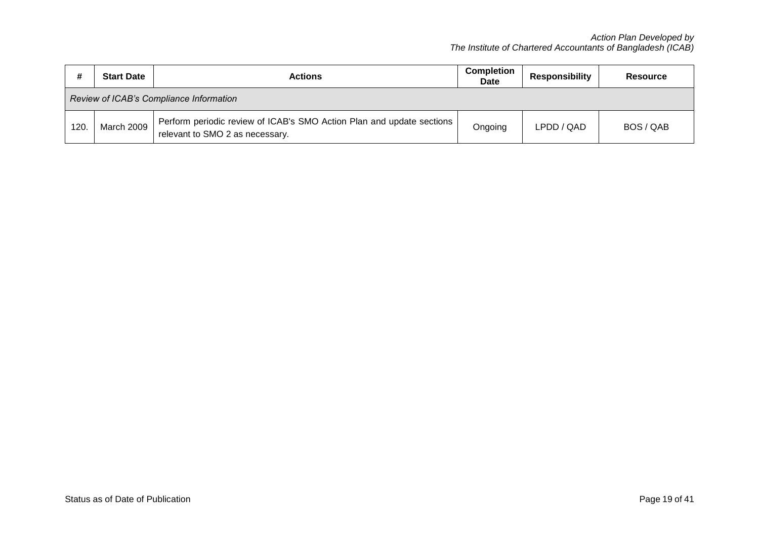| # | Start Date | Actions | Completion Date | Responsibility | Resource |
|---|---|---|---|---|---|
| *Review of ICAB's Compliance Information* | | | | | |
| 120. | March 2009 | Perform periodic review of ICAB's SMO Action Plan and update sections relevant to SMO 2 as necessary. | Ongoing | LPDD / QAD | BOS / QAB |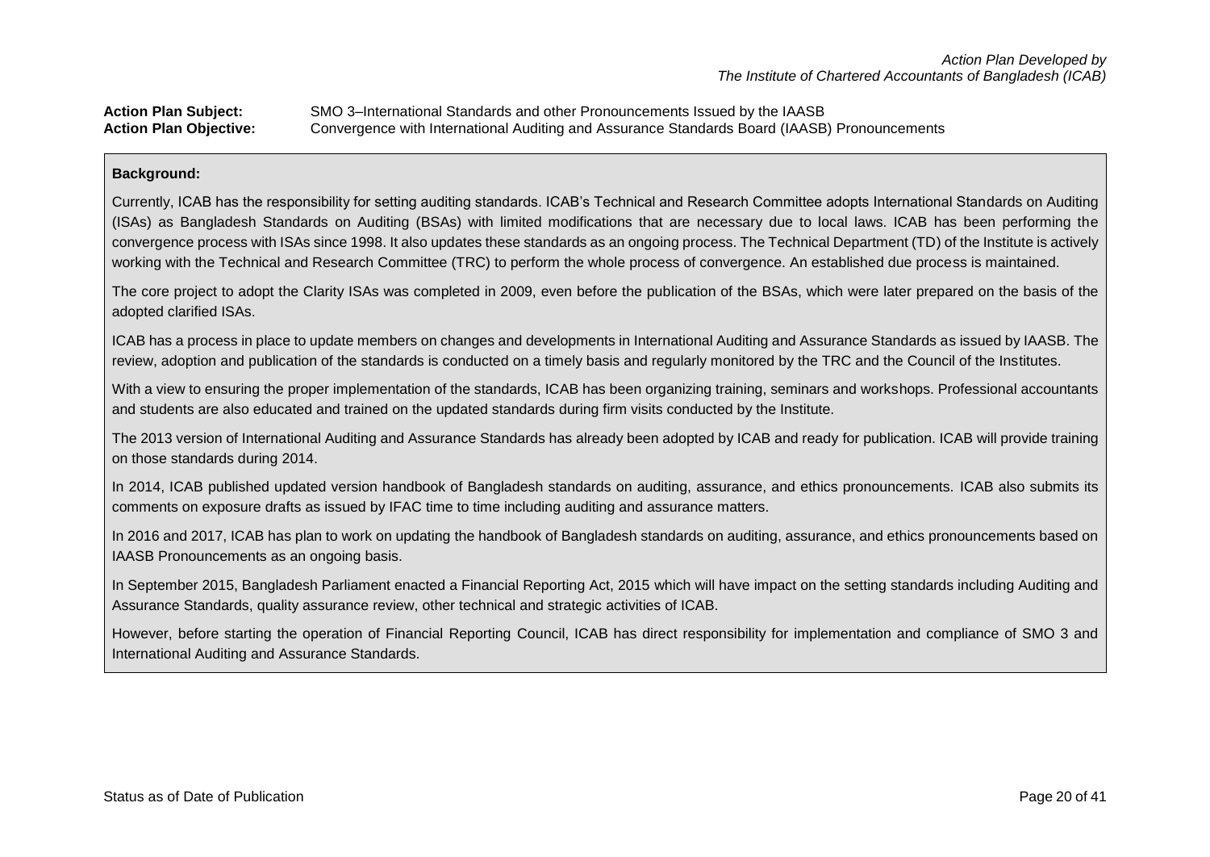*Action Plan Developed by*
*The Institute of Chartered Accountants of Bangladesh (ICAB)*

**Action Plan Subject:** SMO 3–International Standards and other Pronouncements Issued by the IAASB
**Action Plan Objective:** Convergence with International Auditing and Assurance Standards Board (IAASB) Pronouncements

**Background:**

Currently, ICAB has the responsibility for setting auditing standards. ICAB's Technical and Research Committee adopts International Standards on Auditing (ISAs) as Bangladesh Standards on Auditing (BSAs) with limited modifications that are necessary due to local laws. ICAB has been performing the convergence process with ISAs since 1998. It also updates these standards as an ongoing process. The Technical Department (TD) of the Institute is actively working with the Technical and Research Committee (TRC) to perform the whole process of convergence. An established due process is maintained.

The core project to adopt the Clarity ISAs was completed in 2009, even before the publication of the BSAs, which were later prepared on the basis of the adopted clarified ISAs.

ICAB has a process in place to update members on changes and developments in International Auditing and Assurance Standards as issued by IAASB. The review, adoption and publication of the standards is conducted on a timely basis and regularly monitored by the TRC and the Council of the Institutes.

With a view to ensuring the proper implementation of the standards, ICAB has been organizing training, seminars and workshops. Professional accountants and students are also educated and trained on the updated standards during firm visits conducted by the Institute.

The 2013 version of International Auditing and Assurance Standards has already been adopted by ICAB and ready for publication. ICAB will provide training on those standards during 2014.

In 2014, ICAB published updated version handbook of Bangladesh standards on auditing, assurance, and ethics pronouncements. ICAB also submits its comments on exposure drafts as issued by IFAC time to time including auditing and assurance matters.

In 2016 and 2017, ICAB has plan to work on updating the handbook of Bangladesh standards on auditing, assurance, and ethics pronouncements based on IAASB Pronouncements as an ongoing basis.

In September 2015, Bangladesh Parliament enacted a Financial Reporting Act, 2015 which will have impact on the setting standards including Auditing and Assurance Standards, quality assurance review, other technical and strategic activities of ICAB.

However, before starting the operation of Financial Reporting Council, ICAB has direct responsibility for implementation and compliance of SMO 3 and International Auditing and Assurance Standards.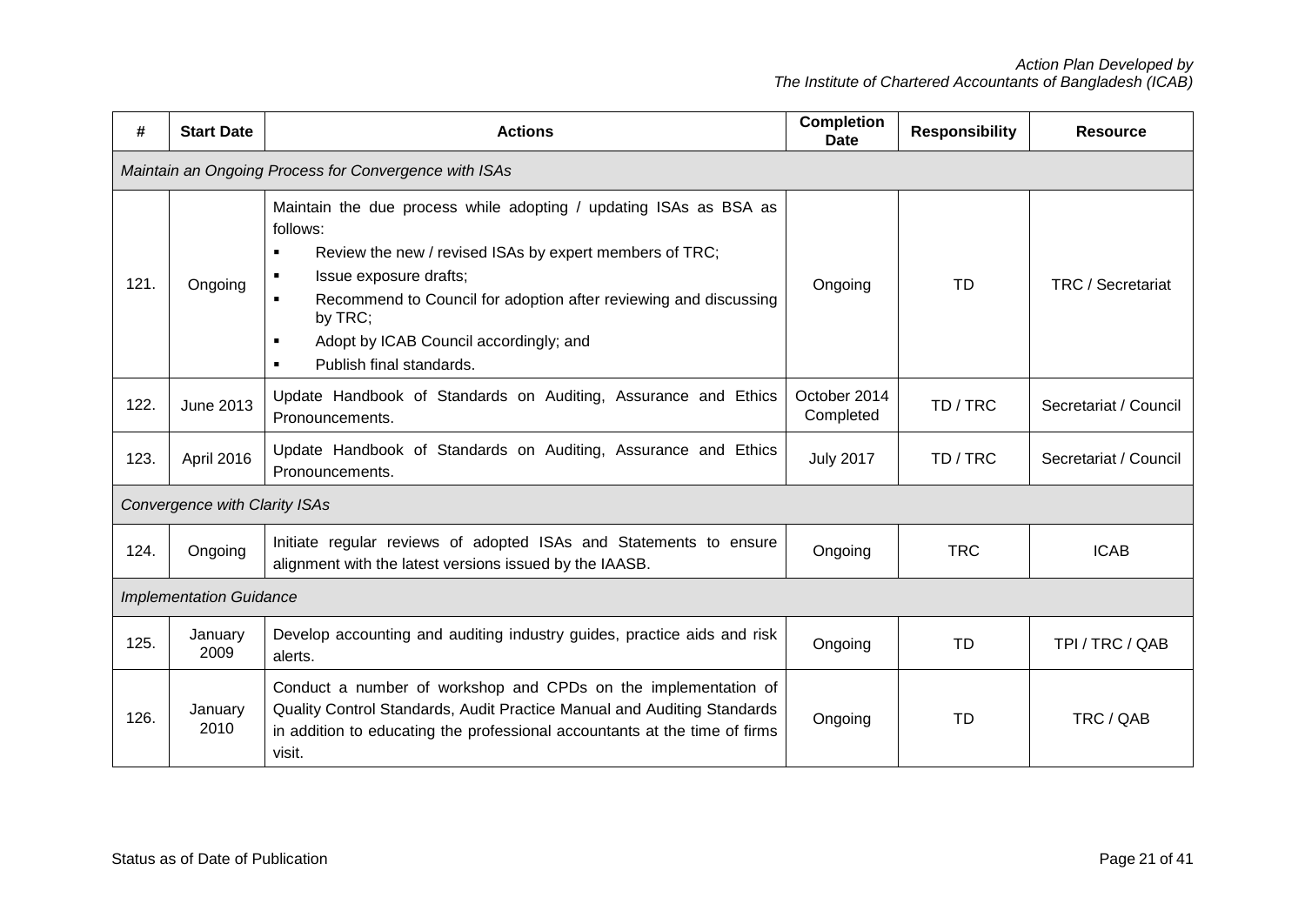| # | Start Date | Actions | Completion Date | Responsibility | Resource |
|---|---|---|---|---|---|
| *Maintain an Ongoing Process for Convergence with ISAs* | | | | | |
| 121. | Ongoing | Maintain the due process while adopting / updating ISAs as BSA as follows:<br>▪ Review the new / revised ISAs by expert members of TRC;<br>▪ Issue exposure drafts;<br>▪ Recommend to Council for adoption after reviewing and discussing by TRC;<br>▪ Adopt by ICAB Council accordingly; and<br>▪ Publish final standards. | Ongoing | TD | TRC / Secretariat |
| 122. | June 2013 | Update Handbook of Standards on Auditing, Assurance and Ethics Pronouncements. | October 2014 Completed | TD / TRC | Secretariat / Council |
| 123. | April 2016 | Update Handbook of Standards on Auditing, Assurance and Ethics Pronouncements. | July 2017 | TD / TRC | Secretariat / Council |
| *Convergence with Clarity ISAs* | | | | | |
| 124. | Ongoing | Initiate regular reviews of adopted ISAs and Statements to ensure alignment with the latest versions issued by the IAASB. | Ongoing | TRC | ICAB |
| *Implementation Guidance* | | | | | |
| 125. | January 2009 | Develop accounting and auditing industry guides, practice aids and risk alerts. | Ongoing | TD | TPI / TRC / QAB |
| 126. | January 2010 | Conduct a number of workshop and CPDs on the implementation of Quality Control Standards, Audit Practice Manual and Auditing Standards in addition to educating the professional accountants at the time of firms visit. | Ongoing | TD | TRC / QAB |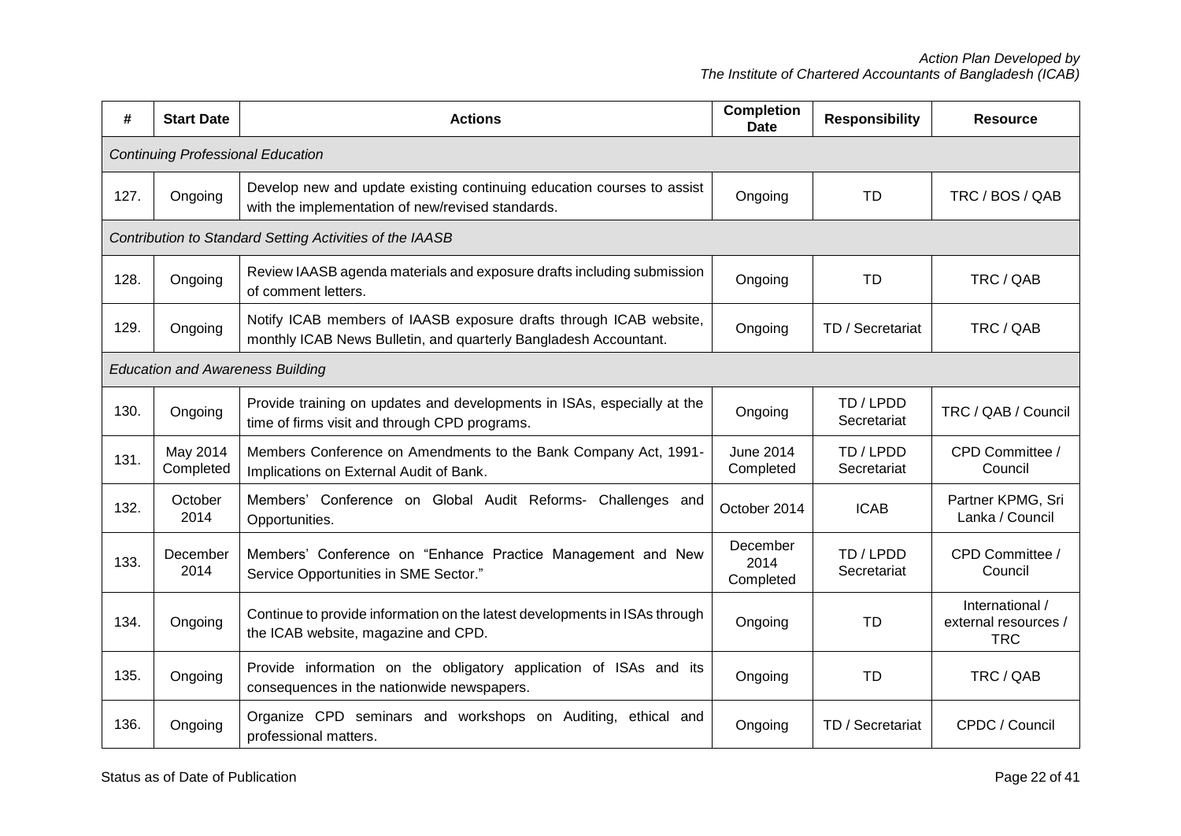| # | Start Date | Actions | Completion Date | Responsibility | Resource |
|---|---|---|---|---|---|
| *Continuing Professional Education* | | | | | |
| 127. | Ongoing | Develop new and update existing continuing education courses to assist with the implementation of new/revised standards. | Ongoing | TD | TRC / BOS / QAB |
| *Contribution to Standard Setting Activities of the IAASB* | | | | | |
| 128. | Ongoing | Review IAASB agenda materials and exposure drafts including submission of comment letters. | Ongoing | TD | TRC / QAB |
| 129. | Ongoing | Notify ICAB members of IAASB exposure drafts through ICAB website, monthly ICAB News Bulletin, and quarterly Bangladesh Accountant. | Ongoing | TD / Secretariat | TRC / QAB |
| *Education and Awareness Building* | | | | | |
| 130. | Ongoing | Provide training on updates and developments in ISAs, especially at the time of firms visit and through CPD programs. | Ongoing | TD / LPDD Secretariat | TRC / QAB / Council |
| 131. | May 2014 Completed | Members Conference on Amendments to the Bank Company Act, 1991-Implications on External Audit of Bank. | June 2014 Completed | TD / LPDD Secretariat | CPD Committee / Council |
| 132. | October 2014 | Members' Conference on Global Audit Reforms- Challenges and Opportunities. | October 2014 | ICAB | Partner KPMG, Sri Lanka / Council |
| 133. | December 2014 | Members' Conference on "Enhance Practice Management and New Service Opportunities in SME Sector." | December 2014 Completed | TD / LPDD Secretariat | CPD Committee / Council |
| 134. | Ongoing | Continue to provide information on the latest developments in ISAs through the ICAB website, magazine and CPD. | Ongoing | TD | International / external resources / TRC |
| 135. | Ongoing | Provide information on the obligatory application of ISAs and its consequences in the nationwide newspapers. | Ongoing | TD | TRC / QAB |
| 136. | Ongoing | Organize CPD seminars and workshops on Auditing, ethical and professional matters. | Ongoing | TD / Secretariat | CPDC / Council |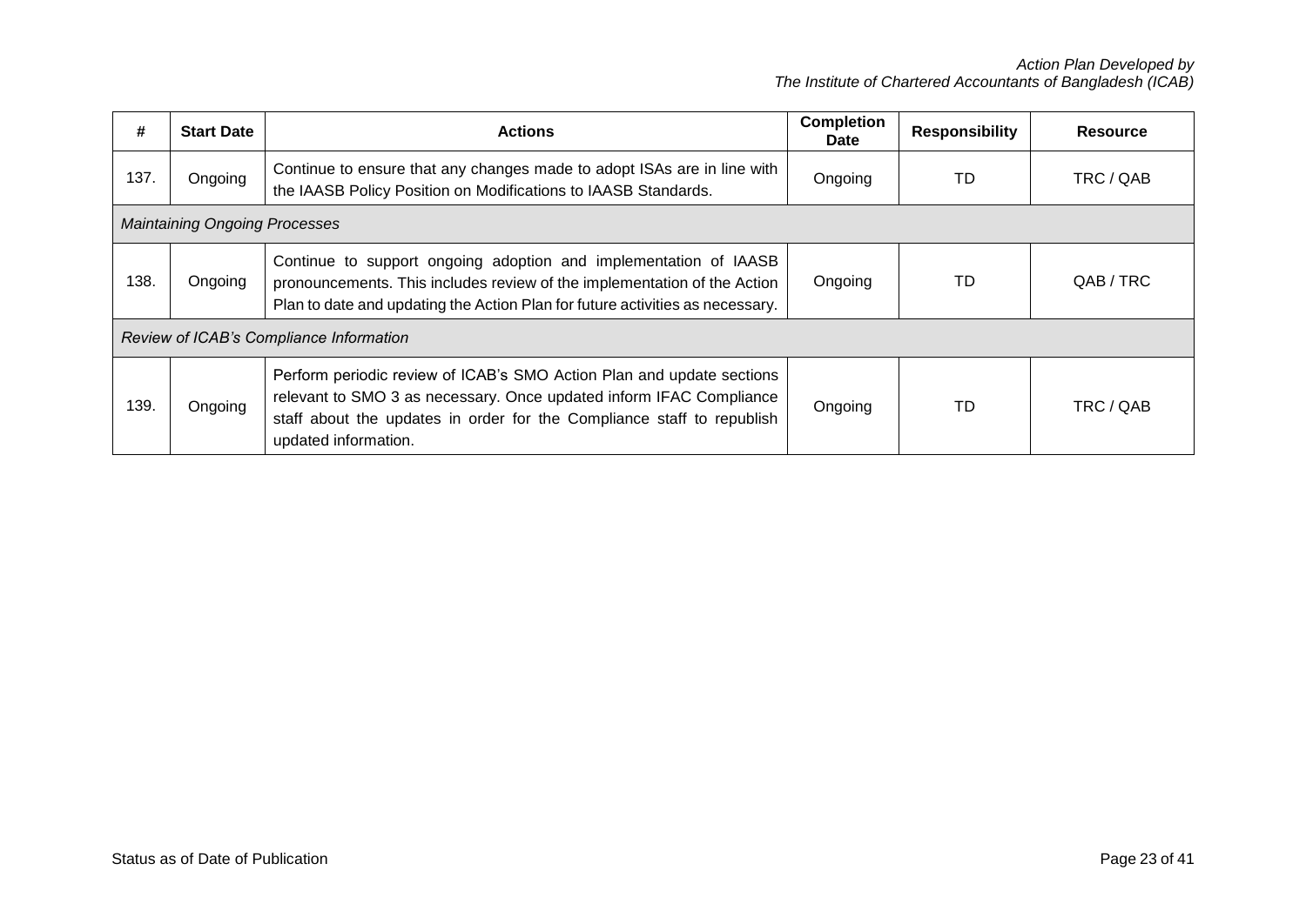| # | Start Date | Actions | Completion Date | Responsibility | Resource |
|---|---|---|---|---|---|
| 137. | Ongoing | Continue to ensure that any changes made to adopt ISAs are in line with the IAASB Policy Position on Modifications to IAASB Standards. | Ongoing | TD | TRC / QAB |
| *Maintaining Ongoing Processes* | | | | | |
| 138. | Ongoing | Continue to support ongoing adoption and implementation of IAASB pronouncements. This includes review of the implementation of the Action Plan to date and updating the Action Plan for future activities as necessary. | Ongoing | TD | QAB / TRC |
| *Review of ICAB's Compliance Information* | | | | | |
| 139. | Ongoing | Perform periodic review of ICAB's SMO Action Plan and update sections relevant to SMO 3 as necessary. Once updated inform IFAC Compliance staff about the updates in order for the Compliance staff to republish updated information. | Ongoing | TD | TRC / QAB |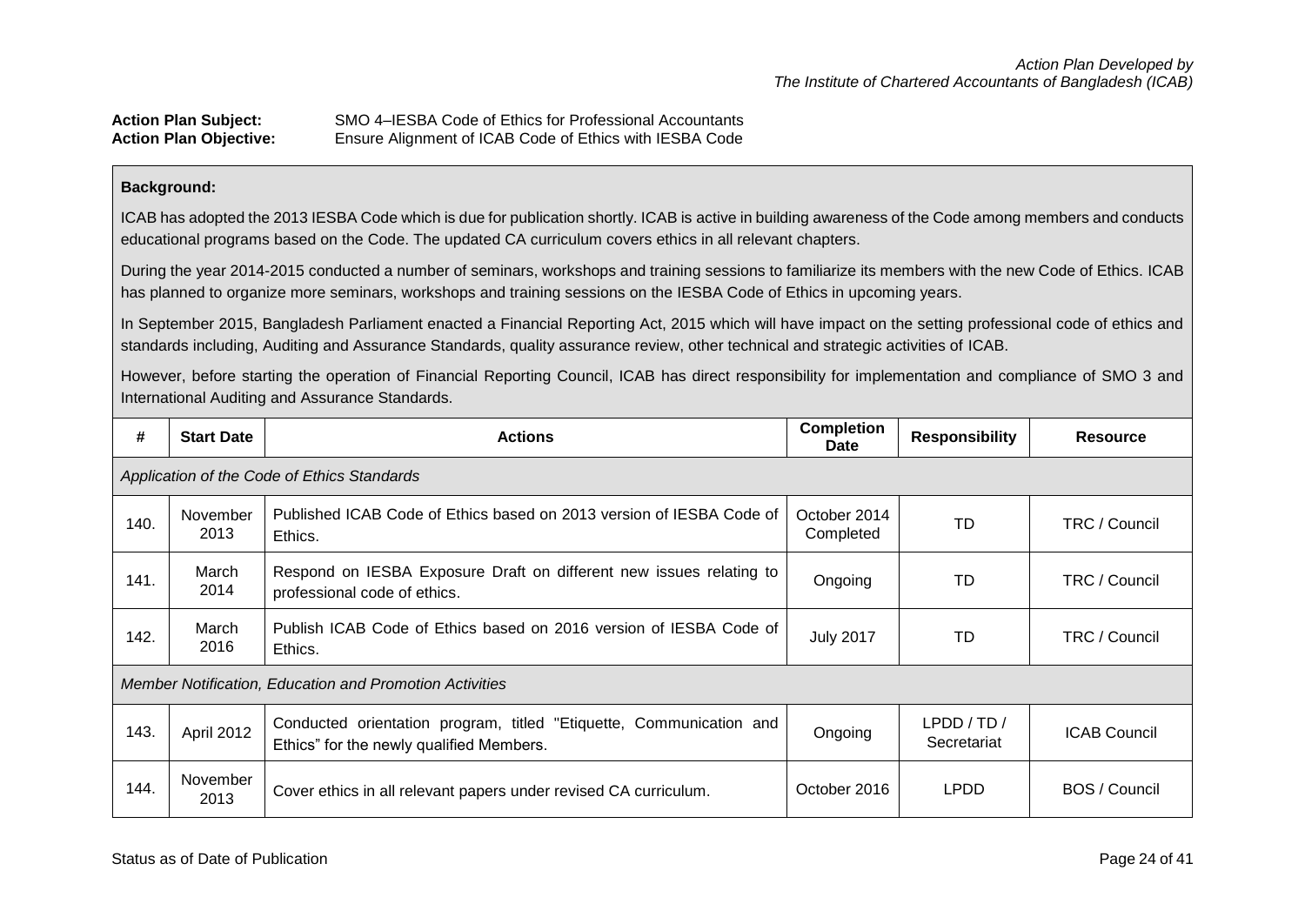**Action Plan Subject:** SMO 4–IESBA Code of Ethics for Professional Accountants
**Action Plan Objective:** Ensure Alignment of ICAB Code of Ethics with IESBA Code

**Background:**

ICAB has adopted the 2013 IESBA Code which is due for publication shortly. ICAB is active in building awareness of the Code among members and conducts educational programs based on the Code. The updated CA curriculum covers ethics in all relevant chapters.

During the year 2014-2015 conducted a number of seminars, workshops and training sessions to familiarize its members with the new Code of Ethics. ICAB has planned to organize more seminars, workshops and training sessions on the IESBA Code of Ethics in upcoming years.

In September 2015, Bangladesh Parliament enacted a Financial Reporting Act, 2015 which will have impact on the setting professional code of ethics and standards including, Auditing and Assurance Standards, quality assurance review, other technical and strategic activities of ICAB.

However, before starting the operation of Financial Reporting Council, ICAB has direct responsibility for implementation and compliance of SMO 3 and International Auditing and Assurance Standards.

| # | Start Date | Actions | Completion Date | Responsibility | Resource |
|---|---|---|---|---|---|
| *Application of the Code of Ethics Standards* | | | | | |
| 140. | November 2013 | Published ICAB Code of Ethics based on 2013 version of IESBA Code of Ethics. | October 2014 Completed | TD | TRC / Council |
| 141. | March 2014 | Respond on IESBA Exposure Draft on different new issues relating to professional code of ethics. | Ongoing | TD | TRC / Council |
| 142. | March 2016 | Publish ICAB Code of Ethics based on 2016 version of IESBA Code of Ethics. | July 2017 | TD | TRC / Council |
| *Member Notification, Education and Promotion Activities* | | | | | |
| 143. | April 2012 | Conducted orientation program, titled "Etiquette, Communication and Ethics" for the newly qualified Members. | Ongoing | LPDD / TD / Secretariat | ICAB Council |
| 144. | November 2013 | Cover ethics in all relevant papers under revised CA curriculum. | October 2016 | LPDD | BOS / Council |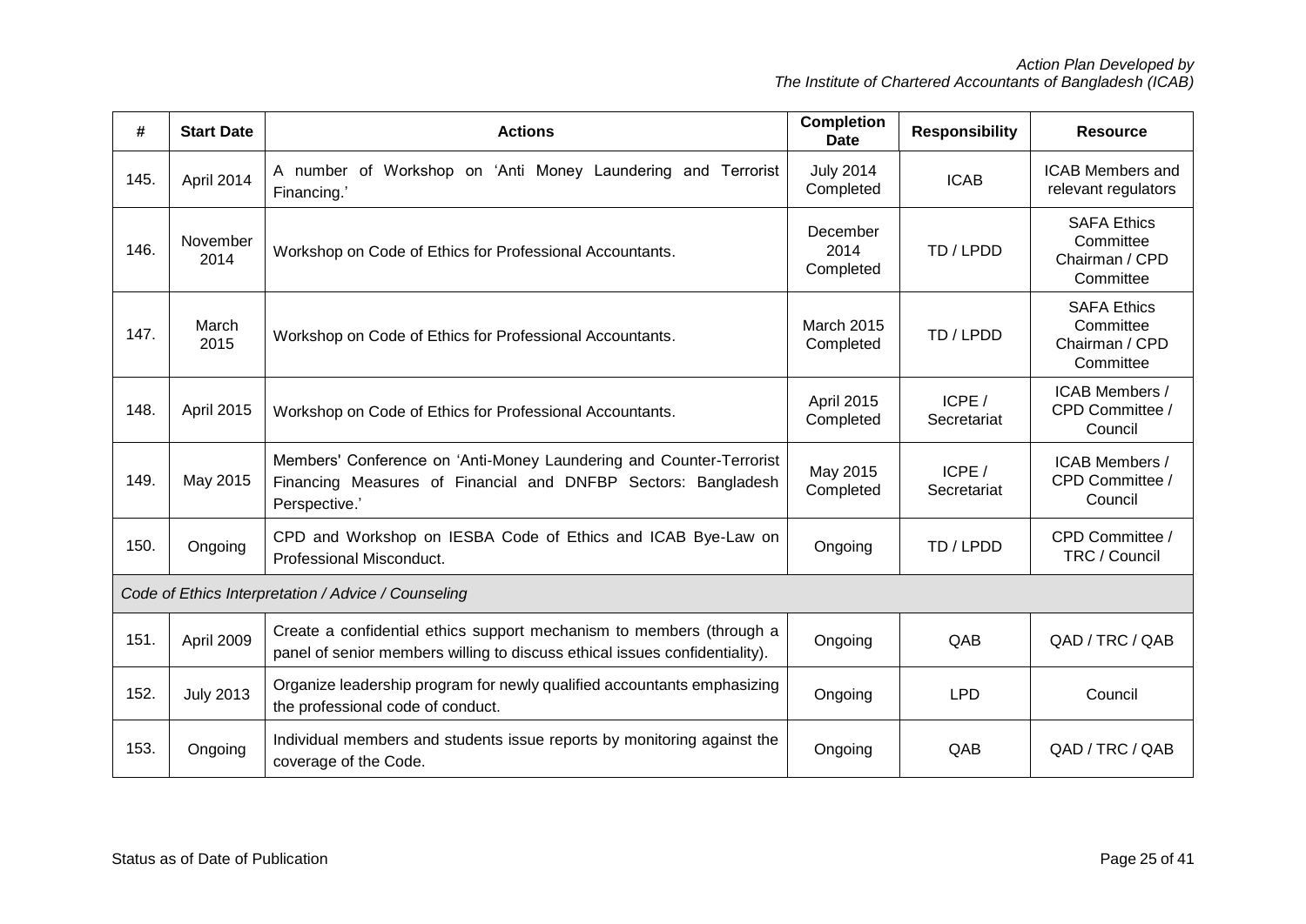| # | Start Date | Actions | Completion Date | Responsibility | Resource |
|---|---|---|---|---|---|
| 145. | April 2014 | A number of Workshop on 'Anti Money Laundering and Terrorist Financing.' | July 2014 Completed | ICAB | ICAB Members and relevant regulators |
| 146. | November 2014 | Workshop on Code of Ethics for Professional Accountants. | December 2014 Completed | TD / LPDD | SAFA Ethics Committee Chairman / CPD Committee |
| 147. | March 2015 | Workshop on Code of Ethics for Professional Accountants. | March 2015 Completed | TD / LPDD | SAFA Ethics Committee Chairman / CPD Committee |
| 148. | April 2015 | Workshop on Code of Ethics for Professional Accountants. | April 2015 Completed | ICPE / Secretariat | ICAB Members / CPD Committee / Council |
| 149. | May 2015 | Members' Conference on 'Anti-Money Laundering and Counter-Terrorist Financing Measures of Financial and DNFBP Sectors: Bangladesh Perspective.' | May 2015 Completed | ICPE / Secretariat | ICAB Members / CPD Committee / Council |
| 150. | Ongoing | CPD and Workshop on IESBA Code of Ethics and ICAB Bye-Law on Professional Misconduct. | Ongoing | TD / LPDD | CPD Committee / TRC / Council |
| *Code of Ethics Interpretation / Advice / Counseling* | | | | | |
| 151. | April 2009 | Create a confidential ethics support mechanism to members (through a panel of senior members willing to discuss ethical issues confidentiality). | Ongoing | QAB | QAD / TRC / QAB |
| 152. | July 2013 | Organize leadership program for newly qualified accountants emphasizing the professional code of conduct. | Ongoing | LPD | Council |
| 153. | Ongoing | Individual members and students issue reports by monitoring against the coverage of the Code. | Ongoing | QAB | QAD / TRC / QAB |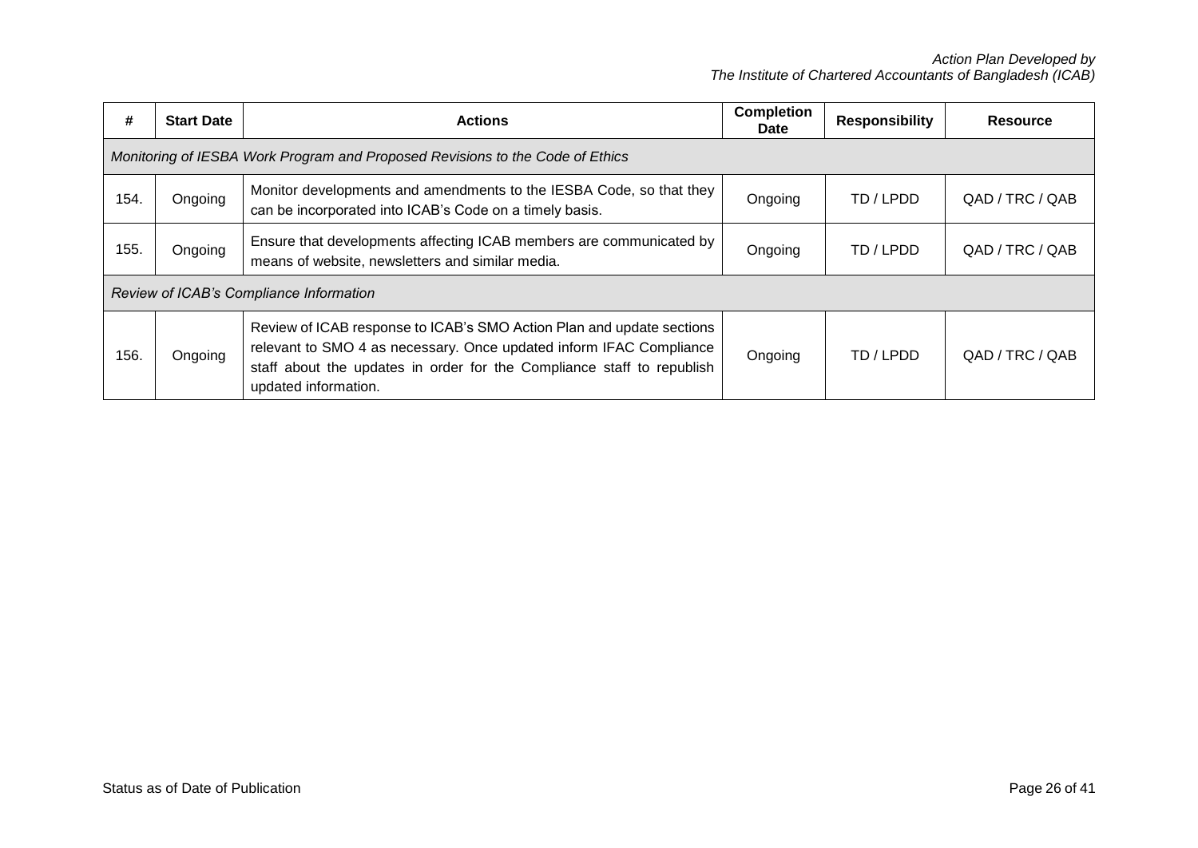| # | Start Date | Actions | Completion Date | Responsibility | Resource |
|---|---|---|---|---|---|
| *Monitoring of IESBA Work Program and Proposed Revisions to the Code of Ethics* | | | | | |
| 154. | Ongoing | Monitor developments and amendments to the IESBA Code, so that they can be incorporated into ICAB's Code on a timely basis. | Ongoing | TD / LPDD | QAD / TRC / QAB |
| 155. | Ongoing | Ensure that developments affecting ICAB members are communicated by means of website, newsletters and similar media. | Ongoing | TD / LPDD | QAD / TRC / QAB |
| *Review of ICAB's Compliance Information* | | | | | |
| 156. | Ongoing | Review of ICAB response to ICAB's SMO Action Plan and update sections relevant to SMO 4 as necessary. Once updated inform IFAC Compliance staff about the updates in order for the Compliance staff to republish updated information. | Ongoing | TD / LPDD | QAD / TRC / QAB |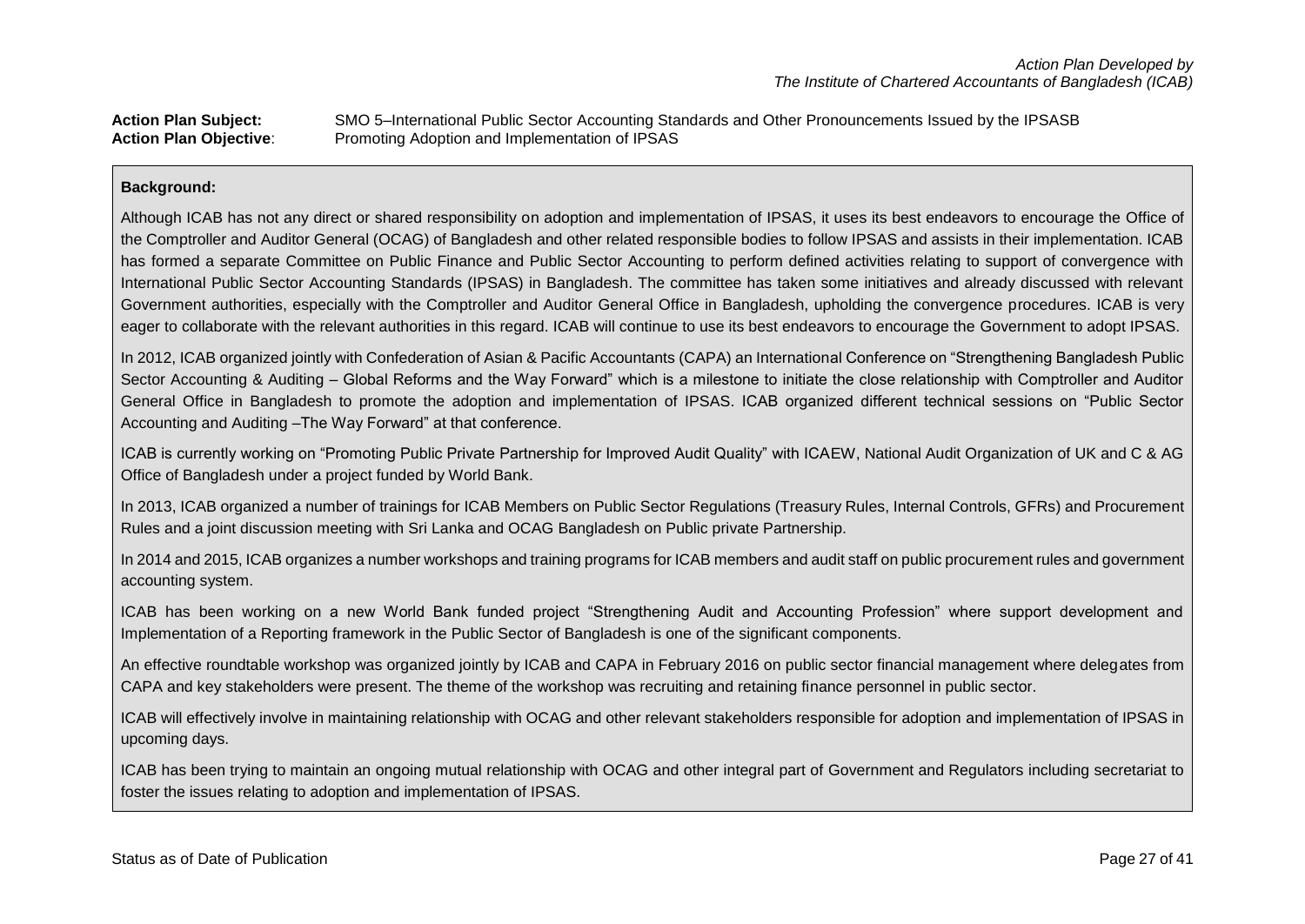*Action Plan Developed by*
*The Institute of Chartered Accountants of Bangladesh (ICAB)*

**Action Plan Subject:** SMO 5–International Public Sector Accounting Standards and Other Pronouncements Issued by the IPSASB
**Action Plan Objective**: Promoting Adoption and Implementation of IPSAS

**Background:**

Although ICAB has not any direct or shared responsibility on adoption and implementation of IPSAS, it uses its best endeavors to encourage the Office of the Comptroller and Auditor General (OCAG) of Bangladesh and other related responsible bodies to follow IPSAS and assists in their implementation. ICAB has formed a separate Committee on Public Finance and Public Sector Accounting to perform defined activities relating to support of convergence with International Public Sector Accounting Standards (IPSAS) in Bangladesh. The committee has taken some initiatives and already discussed with relevant Government authorities, especially with the Comptroller and Auditor General Office in Bangladesh, upholding the convergence procedures. ICAB is very eager to collaborate with the relevant authorities in this regard. ICAB will continue to use its best endeavors to encourage the Government to adopt IPSAS.

In 2012, ICAB organized jointly with Confederation of Asian & Pacific Accountants (CAPA) an International Conference on "Strengthening Bangladesh Public Sector Accounting & Auditing – Global Reforms and the Way Forward" which is a milestone to initiate the close relationship with Comptroller and Auditor General Office in Bangladesh to promote the adoption and implementation of IPSAS. ICAB organized different technical sessions on "Public Sector Accounting and Auditing –The Way Forward" at that conference.

ICAB is currently working on "Promoting Public Private Partnership for Improved Audit Quality" with ICAEW, National Audit Organization of UK and C & AG Office of Bangladesh under a project funded by World Bank.

In 2013, ICAB organized a number of trainings for ICAB Members on Public Sector Regulations (Treasury Rules, Internal Controls, GFRs) and Procurement Rules and a joint discussion meeting with Sri Lanka and OCAG Bangladesh on Public private Partnership.

In 2014 and 2015, ICAB organizes a number workshops and training programs for ICAB members and audit staff on public procurement rules and government accounting system.

ICAB has been working on a new World Bank funded project "Strengthening Audit and Accounting Profession" where support development and Implementation of a Reporting framework in the Public Sector of Bangladesh is one of the significant components.

An effective roundtable workshop was organized jointly by ICAB and CAPA in February 2016 on public sector financial management where delegates from CAPA and key stakeholders were present. The theme of the workshop was recruiting and retaining finance personnel in public sector.

ICAB will effectively involve in maintaining relationship with OCAG and other relevant stakeholders responsible for adoption and implementation of IPSAS in upcoming days.

ICAB has been trying to maintain an ongoing mutual relationship with OCAG and other integral part of Government and Regulators including secretariat to foster the issues relating to adoption and implementation of IPSAS.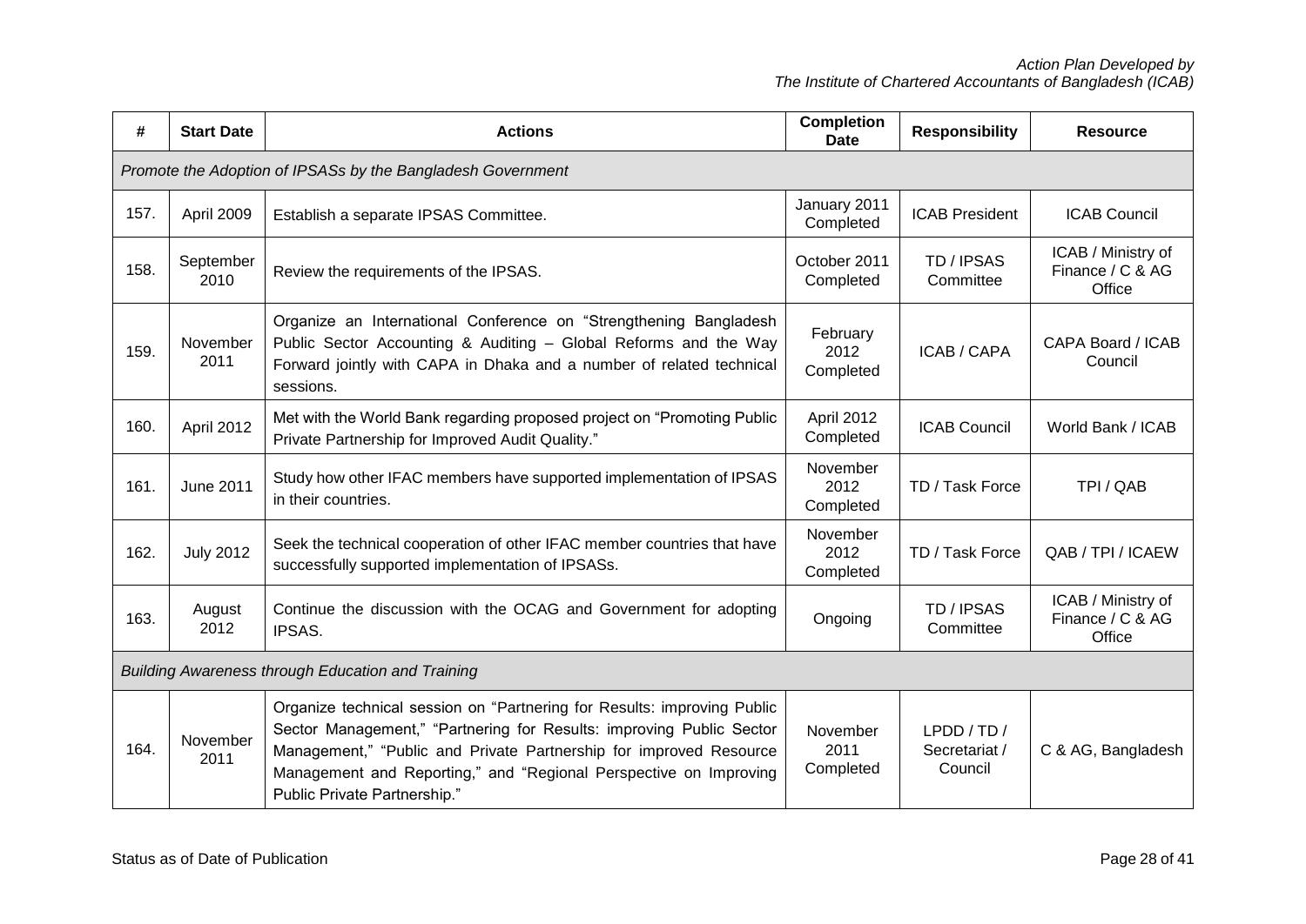| # | Start Date | Actions | Completion Date | Responsibility | Resource |
|---|---|---|---|---|---|
| *Promote the Adoption of IPSASs by the Bangladesh Government* | | | | | |
| 157. | April 2009 | Establish a separate IPSAS Committee. | January 2011 Completed | ICAB President | ICAB Council |
| 158. | September 2010 | Review the requirements of the IPSAS. | October 2011 Completed | TD / IPSAS Committee | ICAB / Ministry of Finance / C & AG Office |
| 159. | November 2011 | Organize an International Conference on "Strengthening Bangladesh Public Sector Accounting & Auditing – Global Reforms and the Way Forward jointly with CAPA in Dhaka and a number of related technical sessions. | February 2012 Completed | ICAB / CAPA | CAPA Board / ICAB Council |
| 160. | April 2012 | Met with the World Bank regarding proposed project on "Promoting Public Private Partnership for Improved Audit Quality." | April 2012 Completed | ICAB Council | World Bank / ICAB |
| 161. | June 2011 | Study how other IFAC members have supported implementation of IPSAS in their countries. | November 2012 Completed | TD / Task Force | TPI / QAB |
| 162. | July 2012 | Seek the technical cooperation of other IFAC member countries that have successfully supported implementation of IPSASs. | November 2012 Completed | TD / Task Force | QAB / TPI / ICAEW |
| 163. | August 2012 | Continue the discussion with the OCAG and Government for adopting IPSAS. | Ongoing | TD / IPSAS Committee | ICAB / Ministry of Finance / C & AG Office |
| *Building Awareness through Education and Training* | | | | | |
| 164. | November 2011 | Organize technical session on "Partnering for Results: improving Public Sector Management," "Partnering for Results: improving Public Sector Management," "Public and Private Partnership for improved Resource Management and Reporting," and "Regional Perspective on Improving Public Private Partnership." | November 2011 Completed | LPDD / TD / Secretariat / Council | C & AG, Bangladesh |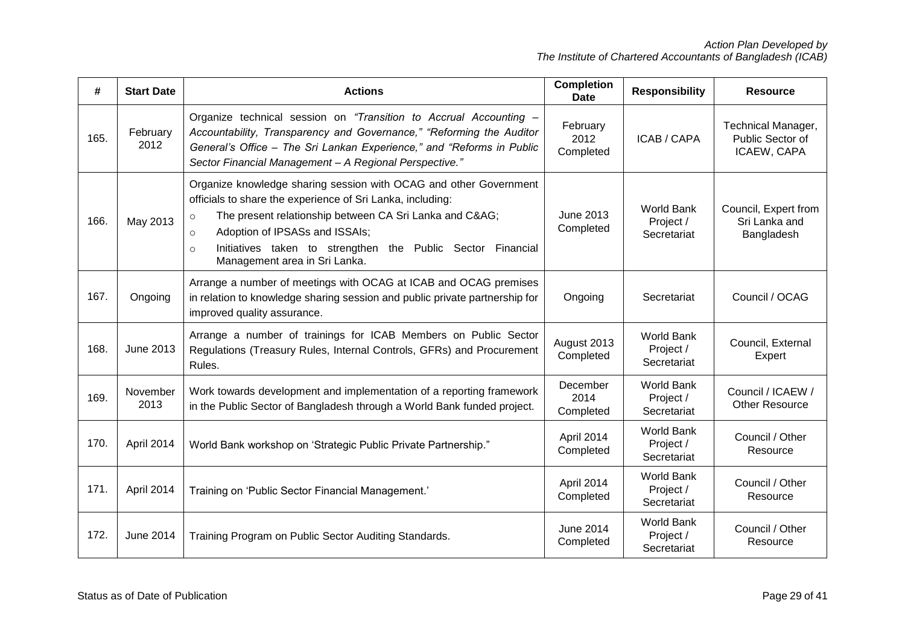| # | Start Date | Actions | Completion Date | Responsibility | Resource |
|---|---|---|---|---|---|
| 165. | February 2012 | Organize technical session on *"Transition to Accrual Accounting – Accountability, Transparency and Governance," "Reforming the Auditor General's Office – The Sri Lankan Experience," and "Reforms in Public Sector Financial Management – A Regional Perspective."* | February 2012 Completed | ICAB / CAPA | Technical Manager, Public Sector of ICAEW, CAPA |
| 166. | May 2013 | Organize knowledge sharing session with OCAG and other Government officials to share the experience of Sri Lanka, including:<br>○ The present relationship between CA Sri Lanka and C&AG;<br>○ Adoption of IPSASs and ISSAIs;<br>○ Initiatives taken to strengthen the Public Sector Financial Management area in Sri Lanka. | June 2013 Completed | World Bank Project / Secretariat | Council, Expert from Sri Lanka and Bangladesh |
| 167. | Ongoing | Arrange a number of meetings with OCAG at ICAB and OCAG premises in relation to knowledge sharing session and public private partnership for improved quality assurance. | Ongoing | Secretariat | Council / OCAG |
| 168. | June 2013 | Arrange a number of trainings for ICAB Members on Public Sector Regulations (Treasury Rules, Internal Controls, GFRs) and Procurement Rules. | August 2013 Completed | World Bank Project / Secretariat | Council, External Expert |
| 169. | November 2013 | Work towards development and implementation of a reporting framework in the Public Sector of Bangladesh through a World Bank funded project. | December 2014 Completed | World Bank Project / Secretariat | Council / ICAEW / Other Resource |
| 170. | April 2014 | World Bank workshop on 'Strategic Public Private Partnership." | April 2014 Completed | World Bank Project / Secretariat | Council / Other Resource |
| 171. | April 2014 | Training on 'Public Sector Financial Management.' | April 2014 Completed | World Bank Project / Secretariat | Council / Other Resource |
| 172. | June 2014 | Training Program on Public Sector Auditing Standards. | June 2014 Completed | World Bank Project / Secretariat | Council / Other Resource |

Status as of Date of Publication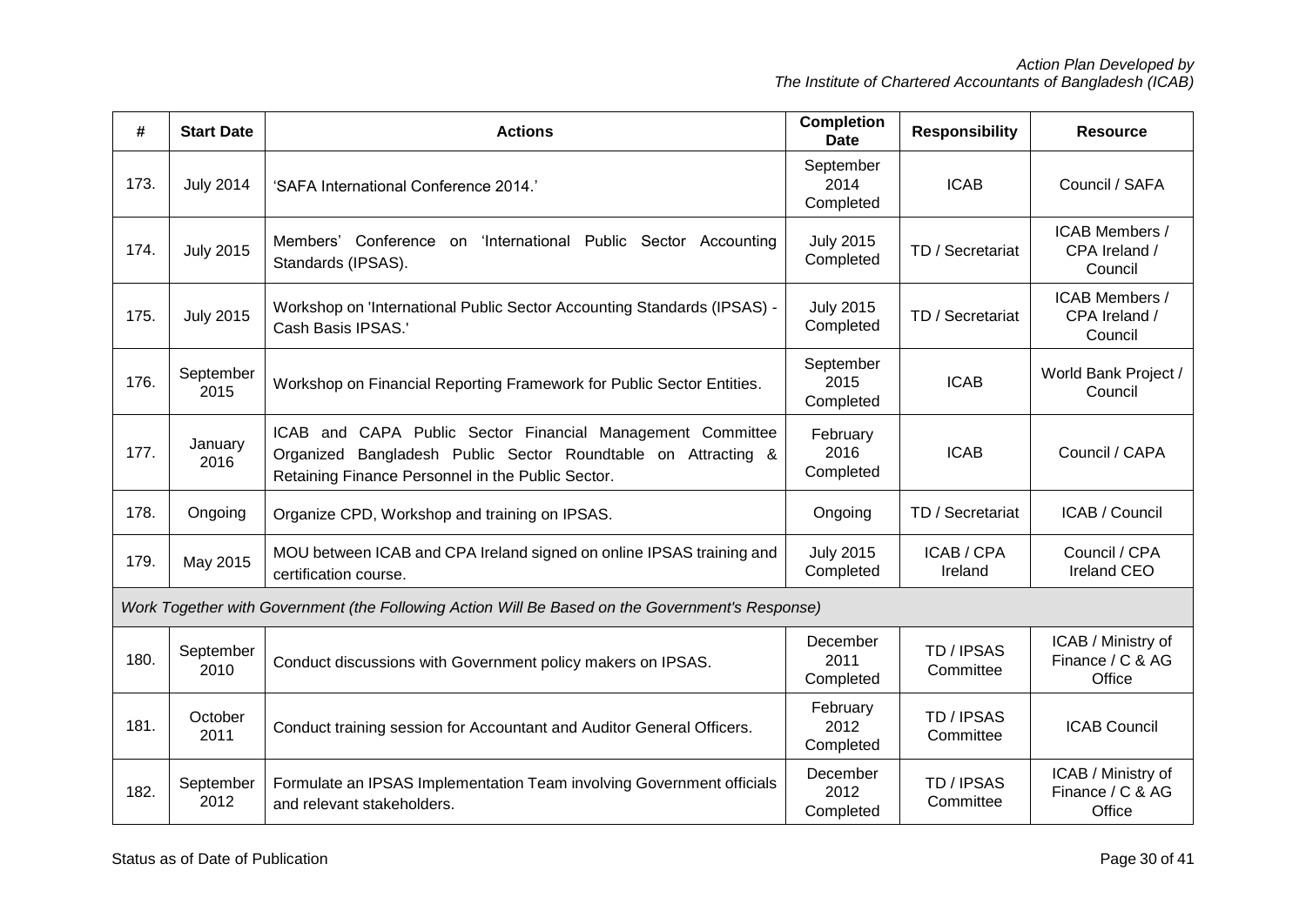| # | Start Date | Actions | Completion Date | Responsibility | Resource |
|---|---|---|---|---|---|
| 173. | July 2014 | 'SAFA International Conference 2014.' | September 2014 Completed | ICAB | Council / SAFA |
| 174. | July 2015 | Members' Conference on 'International Public Sector Accounting Standards (IPSAS). | July 2015 Completed | TD / Secretariat | ICAB Members / CPA Ireland / Council |
| 175. | July 2015 | Workshop on 'International Public Sector Accounting Standards (IPSAS) - Cash Basis IPSAS.' | July 2015 Completed | TD / Secretariat | ICAB Members / CPA Ireland / Council |
| 176. | September 2015 | Workshop on Financial Reporting Framework for Public Sector Entities. | September 2015 Completed | ICAB | World Bank Project / Council |
| 177. | January 2016 | ICAB and CAPA Public Sector Financial Management Committee Organized Bangladesh Public Sector Roundtable on Attracting & Retaining Finance Personnel in the Public Sector. | February 2016 Completed | ICAB | Council / CAPA |
| 178. | Ongoing | Organize CPD, Workshop and training on IPSAS. | Ongoing | TD / Secretariat | ICAB / Council |
| 179. | May 2015 | MOU between ICAB and CPA Ireland signed on online IPSAS training and certification course. | July 2015 Completed | ICAB / CPA Ireland | Council / CPA Ireland CEO |
| *Work Together with Government (the Following Action Will Be Based on the Government's Response)* | | | | | |
| 180. | September 2010 | Conduct discussions with Government policy makers on IPSAS. | December 2011 Completed | TD / IPSAS Committee | ICAB / Ministry of Finance / C & AG Office |
| 181. | October 2011 | Conduct training session for Accountant and Auditor General Officers. | February 2012 Completed | TD / IPSAS Committee | ICAB Council |
| 182. | September 2012 | Formulate an IPSAS Implementation Team involving Government officials and relevant stakeholders. | December 2012 Completed | TD / IPSAS Committee | ICAB / Ministry of Finance / C & AG Office |

Status as of Date of Publication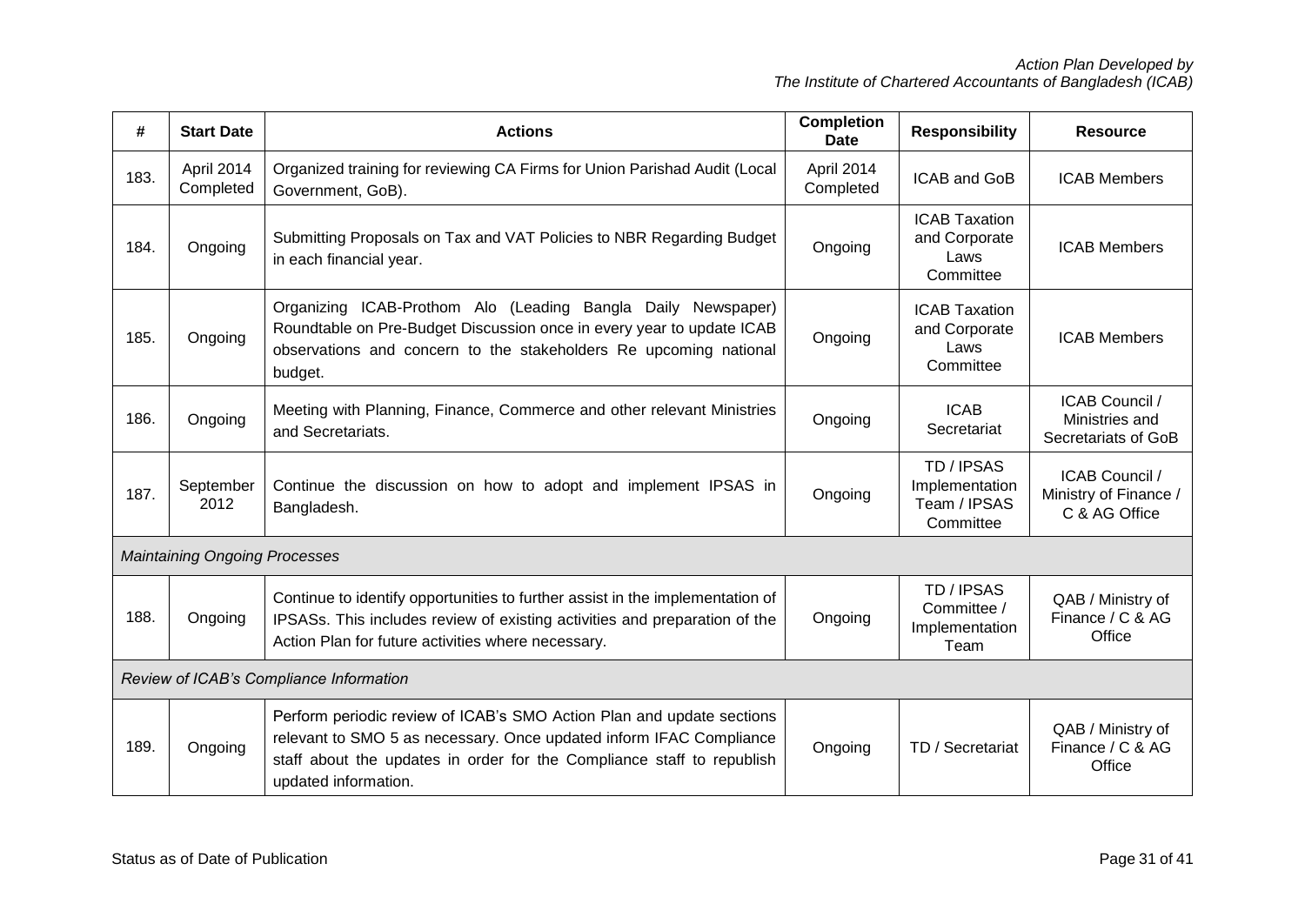| # | Start Date | Actions | Completion Date | Responsibility | Resource |
|---|---|---|---|---|---|
| 183. | April 2014 Completed | Organized training for reviewing CA Firms for Union Parishad Audit (Local Government, GoB). | April 2014 Completed | ICAB and GoB | ICAB Members |
| 184. | Ongoing | Submitting Proposals on Tax and VAT Policies to NBR Regarding Budget in each financial year. | Ongoing | ICAB Taxation and Corporate Laws Committee | ICAB Members |
| 185. | Ongoing | Organizing ICAB-Prothom Alo (Leading Bangla Daily Newspaper) Roundtable on Pre-Budget Discussion once in every year to update ICAB observations and concern to the stakeholders Re upcoming national budget. | Ongoing | ICAB Taxation and Corporate Laws Committee | ICAB Members |
| 186. | Ongoing | Meeting with Planning, Finance, Commerce and other relevant Ministries and Secretariats. | Ongoing | ICAB Secretariat | ICAB Council / Ministries and Secretariats of GoB |
| 187. | September 2012 | Continue the discussion on how to adopt and implement IPSAS in Bangladesh. | Ongoing | TD / IPSAS Implementation Team / IPSAS Committee | ICAB Council / Ministry of Finance / C & AG Office |
| *Maintaining Ongoing Processes* | | | | | |
| 188. | Ongoing | Continue to identify opportunities to further assist in the implementation of IPSASs. This includes review of existing activities and preparation of the Action Plan for future activities where necessary. | Ongoing | TD / IPSAS Committee / Implementation Team | QAB / Ministry of Finance / C & AG Office |
| *Review of ICAB's Compliance Information* | | | | | |
| 189. | Ongoing | Perform periodic review of ICAB's SMO Action Plan and update sections relevant to SMO 5 as necessary. Once updated inform IFAC Compliance staff about the updates in order for the Compliance staff to republish updated information. | Ongoing | TD / Secretariat | QAB / Ministry of Finance / C & AG Office |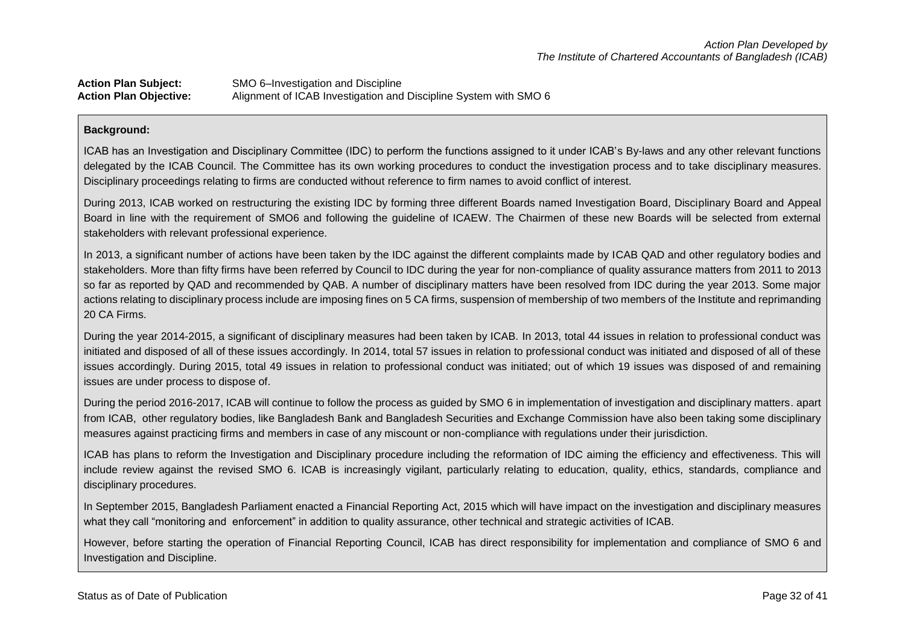**Action Plan Subject:** SMO 6–Investigation and Discipline
**Action Plan Objective:** Alignment of ICAB Investigation and Discipline System with SMO 6

**Background:**

ICAB has an Investigation and Disciplinary Committee (IDC) to perform the functions assigned to it under ICAB's By-laws and any other relevant functions delegated by the ICAB Council. The Committee has its own working procedures to conduct the investigation process and to take disciplinary measures. Disciplinary proceedings relating to firms are conducted without reference to firm names to avoid conflict of interest.

During 2013, ICAB worked on restructuring the existing IDC by forming three different Boards named Investigation Board, Disciplinary Board and Appeal Board in line with the requirement of SMO6 and following the guideline of ICAEW. The Chairmen of these new Boards will be selected from external stakeholders with relevant professional experience.

In 2013, a significant number of actions have been taken by the IDC against the different complaints made by ICAB QAD and other regulatory bodies and stakeholders. More than fifty firms have been referred by Council to IDC during the year for non-compliance of quality assurance matters from 2011 to 2013 so far as reported by QAD and recommended by QAB. A number of disciplinary matters have been resolved from IDC during the year 2013. Some major actions relating to disciplinary process include are imposing fines on 5 CA firms, suspension of membership of two members of the Institute and reprimanding 20 CA Firms.

During the year 2014-2015, a significant of disciplinary measures had been taken by ICAB. In 2013, total 44 issues in relation to professional conduct was initiated and disposed of all of these issues accordingly. In 2014, total 57 issues in relation to professional conduct was initiated and disposed of all of these issues accordingly. During 2015, total 49 issues in relation to professional conduct was initiated; out of which 19 issues was disposed of and remaining issues are under process to dispose of.

During the period 2016-2017, ICAB will continue to follow the process as guided by SMO 6 in implementation of investigation and disciplinary matters. apart from ICAB, other regulatory bodies, like Bangladesh Bank and Bangladesh Securities and Exchange Commission have also been taking some disciplinary measures against practicing firms and members in case of any miscount or non-compliance with regulations under their jurisdiction.

ICAB has plans to reform the Investigation and Disciplinary procedure including the reformation of IDC aiming the efficiency and effectiveness. This will include review against the revised SMO 6. ICAB is increasingly vigilant, particularly relating to education, quality, ethics, standards, compliance and disciplinary procedures.

In September 2015, Bangladesh Parliament enacted a Financial Reporting Act, 2015 which will have impact on the investigation and disciplinary measures what they call "monitoring and enforcement" in addition to quality assurance, other technical and strategic activities of ICAB.

However, before starting the operation of Financial Reporting Council, ICAB has direct responsibility for implementation and compliance of SMO 6 and Investigation and Discipline.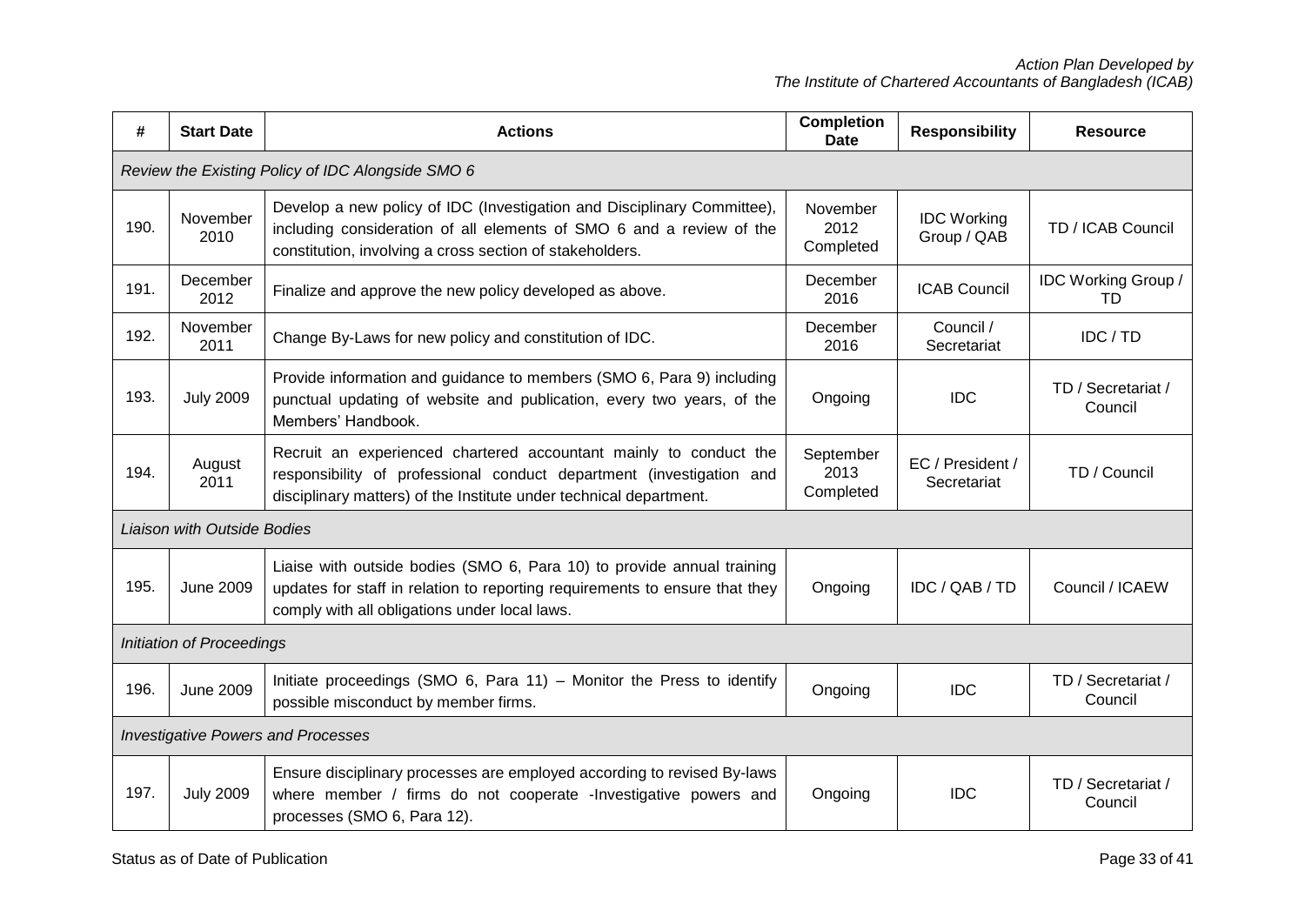| # | Start Date | Actions | Completion Date | Responsibility | Resource |
|---|---|---|---|---|---|
| *Review the Existing Policy of IDC Alongside SMO 6* | | | | | |
| 190. | November 2010 | Develop a new policy of IDC (Investigation and Disciplinary Committee), including consideration of all elements of SMO 6 and a review of the constitution, involving a cross section of stakeholders. | November 2012 Completed | IDC Working Group / QAB | TD / ICAB Council |
| 191. | December 2012 | Finalize and approve the new policy developed as above. | December 2016 | ICAB Council | IDC Working Group / TD |
| 192. | November 2011 | Change By-Laws for new policy and constitution of IDC. | December 2016 | Council / Secretariat | IDC / TD |
| 193. | July 2009 | Provide information and guidance to members (SMO 6, Para 9) including punctual updating of website and publication, every two years, of the Members' Handbook. | Ongoing | IDC | TD / Secretariat / Council |
| 194. | August 2011 | Recruit an experienced chartered accountant mainly to conduct the responsibility of professional conduct department (investigation and disciplinary matters) of the Institute under technical department. | September 2013 Completed | EC / President / Secretariat | TD / Council |
| *Liaison with Outside Bodies* | | | | | |
| 195. | June 2009 | Liaise with outside bodies (SMO 6, Para 10) to provide annual training updates for staff in relation to reporting requirements to ensure that they comply with all obligations under local laws. | Ongoing | IDC / QAB / TD | Council / ICAEW |
| *Initiation of Proceedings* | | | | | |
| 196. | June 2009 | Initiate proceedings (SMO 6, Para 11) – Monitor the Press to identify possible misconduct by member firms. | Ongoing | IDC | TD / Secretariat / Council |
| *Investigative Powers and Processes* | | | | | |
| 197. | July 2009 | Ensure disciplinary processes are employed according to revised By-laws where member / firms do not cooperate -Investigative powers and processes (SMO 6, Para 12). | Ongoing | IDC | TD / Secretariat / Council |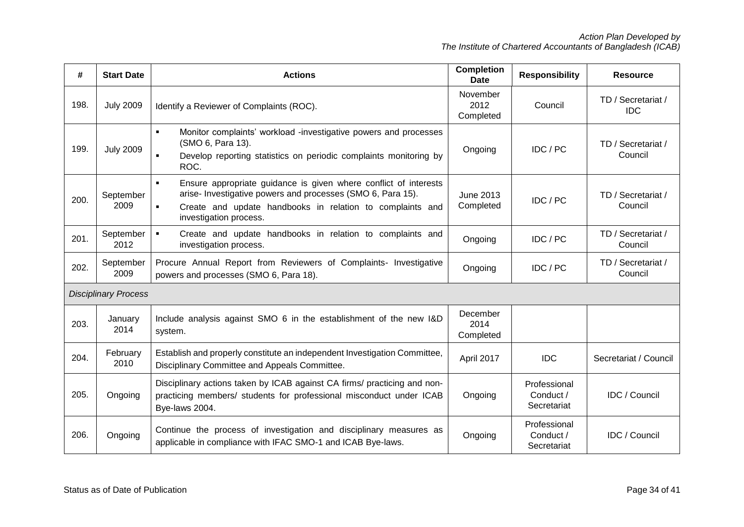| # | Start Date | Actions | Completion Date | Responsibility | Resource |
|---|---|---|---|---|---|
| 198. | July 2009 | Identify a Reviewer of Complaints (ROC). | November 2012 Completed | Council | TD / Secretariat / IDC |
| 199. | July 2009 | ▪ Monitor complaints' workload -investigative powers and processes (SMO 6, Para 13).<br>▪ Develop reporting statistics on periodic complaints monitoring by ROC. | Ongoing | IDC / PC | TD / Secretariat / Council |
| 200. | September 2009 | ▪ Ensure appropriate guidance is given where conflict of interests arise- Investigative powers and processes (SMO 6, Para 15).<br>▪ Create and update handbooks in relation to complaints and investigation process. | June 2013 Completed | IDC / PC | TD / Secretariat / Council |
| 201. | September 2012 | ▪ Create and update handbooks in relation to complaints and investigation process. | Ongoing | IDC / PC | TD / Secretariat / Council |
| 202. | September 2009 | Procure Annual Report from Reviewers of Complaints- Investigative powers and processes (SMO 6, Para 18). | Ongoing | IDC / PC | TD / Secretariat / Council |
| *Disciplinary Process* | | | | | |
| 203. | January 2014 | Include analysis against SMO 6 in the establishment of the new I&D system. | December 2014 Completed | | |
| 204. | February 2010 | Establish and properly constitute an independent Investigation Committee, Disciplinary Committee and Appeals Committee. | April 2017 | IDC | Secretariat / Council |
| 205. | Ongoing | Disciplinary actions taken by ICAB against CA firms/ practicing and non-practicing members/ students for professional misconduct under ICAB Bye-laws 2004. | Ongoing | Professional Conduct / Secretariat | IDC / Council |
| 206. | Ongoing | Continue the process of investigation and disciplinary measures as applicable in compliance with IFAC SMO-1 and ICAB Bye-laws. | Ongoing | Professional Conduct / Secretariat | IDC / Council |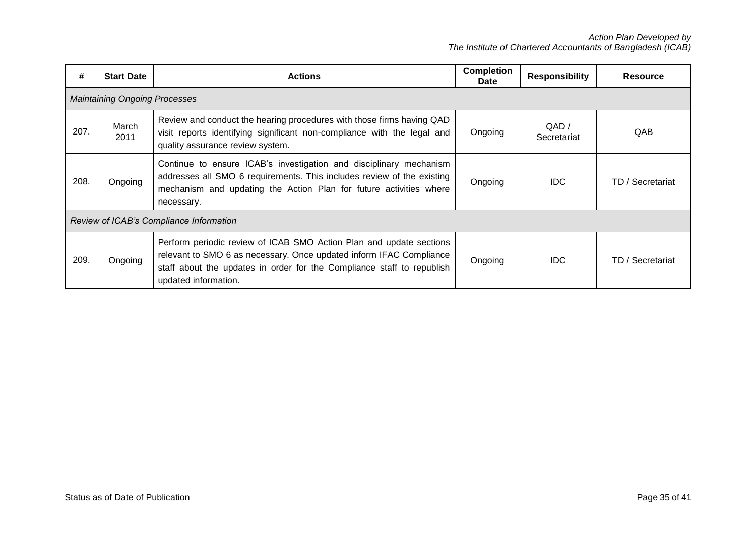| # | Start Date | Actions | Completion Date | Responsibility | Resource |
|---|---|---|---|---|---|
| *Maintaining Ongoing Processes* | | | | | |
| 207. | March 2011 | Review and conduct the hearing procedures with those firms having QAD visit reports identifying significant non-compliance with the legal and quality assurance review system. | Ongoing | QAD / Secretariat | QAB |
| 208. | Ongoing | Continue to ensure ICAB's investigation and disciplinary mechanism addresses all SMO 6 requirements. This includes review of the existing mechanism and updating the Action Plan for future activities where necessary. | Ongoing | IDC | TD / Secretariat |
| *Review of ICAB's Compliance Information* | | | | | |
| 209. | Ongoing | Perform periodic review of ICAB SMO Action Plan and update sections relevant to SMO 6 as necessary. Once updated inform IFAC Compliance staff about the updates in order for the Compliance staff to republish updated information. | Ongoing | IDC | TD / Secretariat |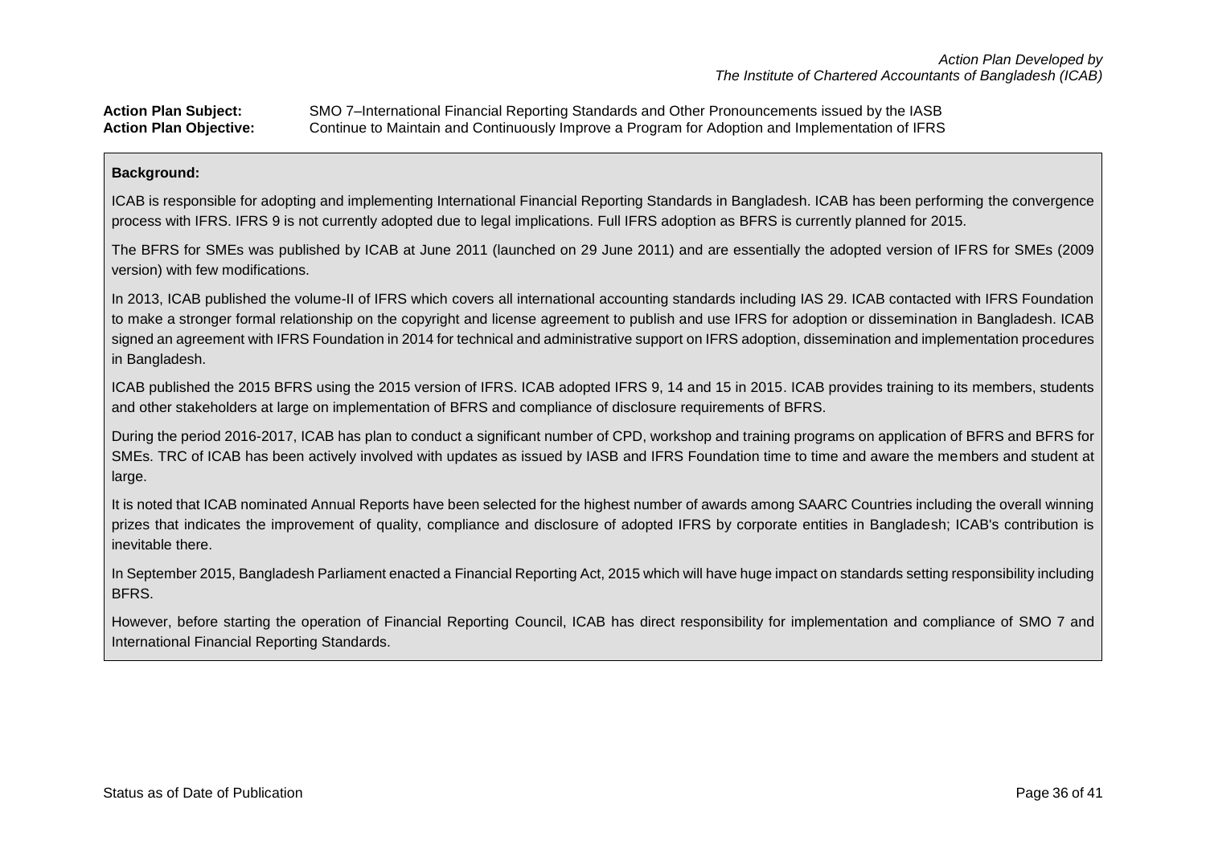**Action Plan Subject:** SMO 7–International Financial Reporting Standards and Other Pronouncements issued by the IASB
**Action Plan Objective:** Continue to Maintain and Continuously Improve a Program for Adoption and Implementation of IFRS

**Background:**

ICAB is responsible for adopting and implementing International Financial Reporting Standards in Bangladesh. ICAB has been performing the convergence process with IFRS. IFRS 9 is not currently adopted due to legal implications. Full IFRS adoption as BFRS is currently planned for 2015.

The BFRS for SMEs was published by ICAB at June 2011 (launched on 29 June 2011) and are essentially the adopted version of IFRS for SMEs (2009 version) with few modifications.

In 2013, ICAB published the volume-II of IFRS which covers all international accounting standards including IAS 29. ICAB contacted with IFRS Foundation to make a stronger formal relationship on the copyright and license agreement to publish and use IFRS for adoption or dissemination in Bangladesh. ICAB signed an agreement with IFRS Foundation in 2014 for technical and administrative support on IFRS adoption, dissemination and implementation procedures in Bangladesh.

ICAB published the 2015 BFRS using the 2015 version of IFRS. ICAB adopted IFRS 9, 14 and 15 in 2015. ICAB provides training to its members, students and other stakeholders at large on implementation of BFRS and compliance of disclosure requirements of BFRS.

During the period 2016-2017, ICAB has plan to conduct a significant number of CPD, workshop and training programs on application of BFRS and BFRS for SMEs. TRC of ICAB has been actively involved with updates as issued by IASB and IFRS Foundation time to time and aware the members and student at large.

It is noted that ICAB nominated Annual Reports have been selected for the highest number of awards among SAARC Countries including the overall winning prizes that indicates the improvement of quality, compliance and disclosure of adopted IFRS by corporate entities in Bangladesh; ICAB's contribution is inevitable there.

In September 2015, Bangladesh Parliament enacted a Financial Reporting Act, 2015 which will have huge impact on standards setting responsibility including BFRS.

However, before starting the operation of Financial Reporting Council, ICAB has direct responsibility for implementation and compliance of SMO 7 and International Financial Reporting Standards.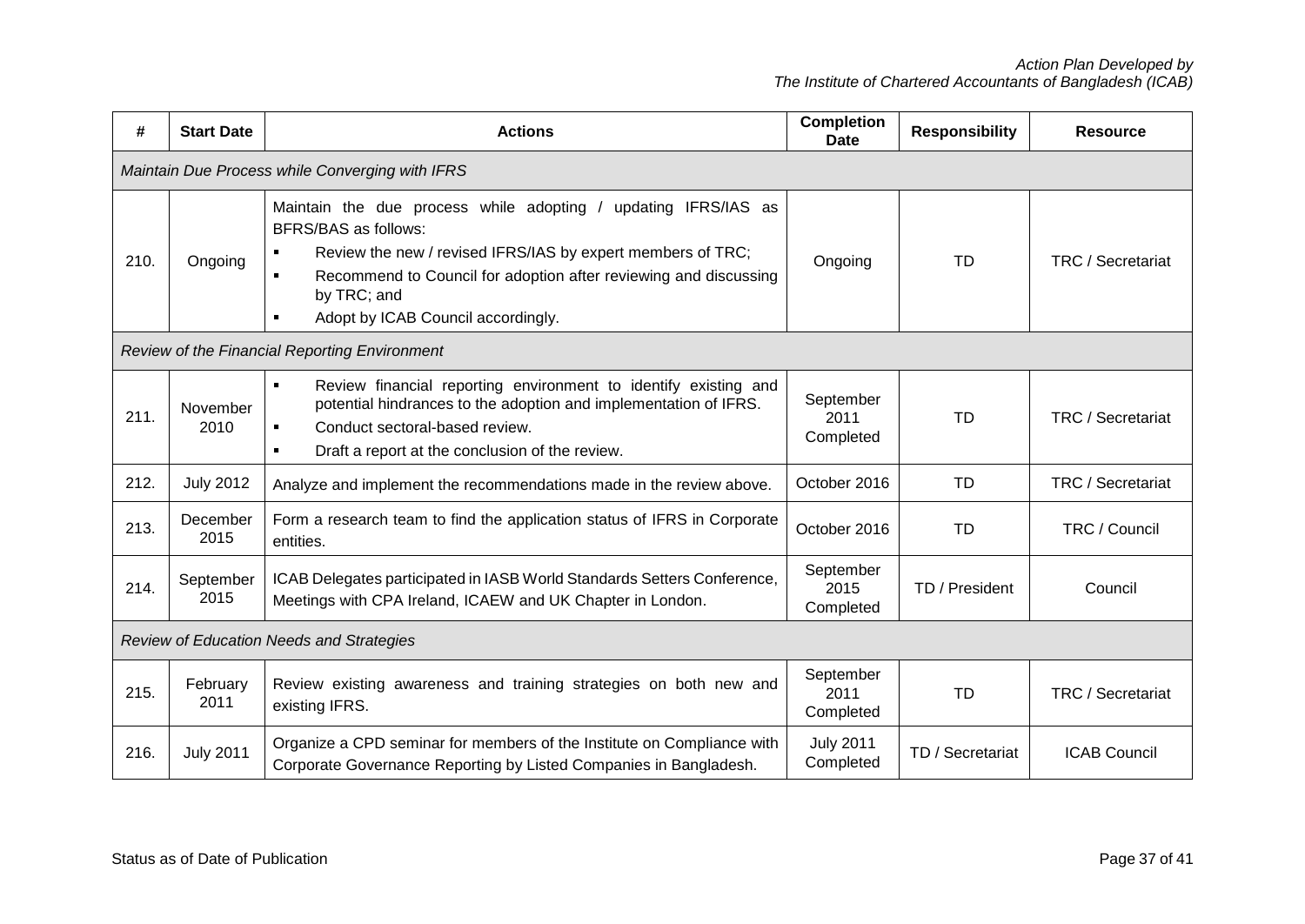| # | Start Date | Actions | Completion Date | Responsibility | Resource |
|---|---|---|---|---|---|
| *Maintain Due Process while Converging with IFRS* | | | | | |
| 210. | Ongoing | Maintain the due process while adopting / updating IFRS/IAS as BFRS/BAS as follows:<br>▪ Review the new / revised IFRS/IAS by expert members of TRC;<br>▪ Recommend to Council for adoption after reviewing and discussing by TRC; and<br>▪ Adopt by ICAB Council accordingly. | Ongoing | TD | TRC / Secretariat |
| *Review of the Financial Reporting Environment* | | | | | |
| 211. | November 2010 | ▪ Review financial reporting environment to identify existing and potential hindrances to the adoption and implementation of IFRS.<br>▪ Conduct sectoral-based review.<br>▪ Draft a report at the conclusion of the review. | September 2011 Completed | TD | TRC / Secretariat |
| 212. | July 2012 | Analyze and implement the recommendations made in the review above. | October 2016 | TD | TRC / Secretariat |
| 213. | December 2015 | Form a research team to find the application status of IFRS in Corporate entities. | October 2016 | TD | TRC / Council |
| 214. | September 2015 | ICAB Delegates participated in IASB World Standards Setters Conference, Meetings with CPA Ireland, ICAEW and UK Chapter in London. | September 2015 Completed | TD / President | Council |
| *Review of Education Needs and Strategies* | | | | | |
| 215. | February 2011 | Review existing awareness and training strategies on both new and existing IFRS. | September 2011 Completed | TD | TRC / Secretariat |
| 216. | July 2011 | Organize a CPD seminar for members of the Institute on Compliance with Corporate Governance Reporting by Listed Companies in Bangladesh. | July 2011 Completed | TD / Secretariat | ICAB Council |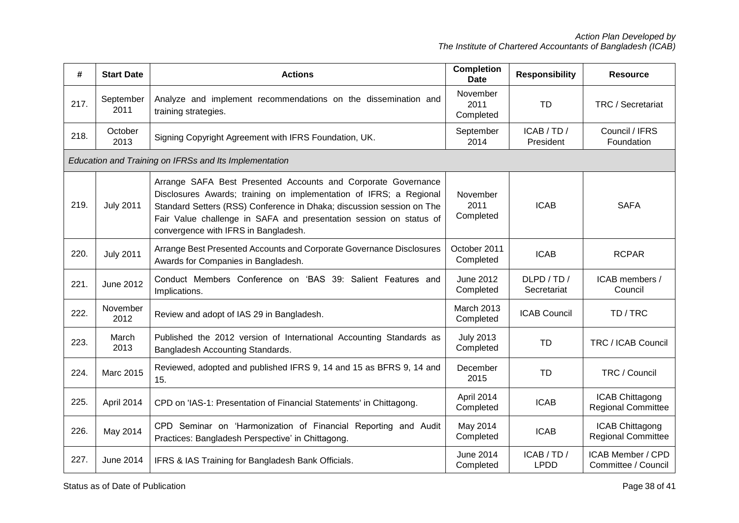| # | Start Date | Actions | Completion Date | Responsibility | Resource |
|---|---|---|---|---|---|
| 217. | September 2011 | Analyze and implement recommendations on the dissemination and training strategies. | November 2011 Completed | TD | TRC / Secretariat |
| 218. | October 2013 | Signing Copyright Agreement with IFRS Foundation, UK. | September 2014 | ICAB / TD / President | Council / IFRS Foundation |
| *Education and Training on IFRSs and Its Implementation* | | | | | |
| 219. | July 2011 | Arrange SAFA Best Presented Accounts and Corporate Governance Disclosures Awards; training on implementation of IFRS; a Regional Standard Setters (RSS) Conference in Dhaka; discussion session on The Fair Value challenge in SAFA and presentation session on status of convergence with IFRS in Bangladesh. | November 2011 Completed | ICAB | SAFA |
| 220. | July 2011 | Arrange Best Presented Accounts and Corporate Governance Disclosures Awards for Companies in Bangladesh. | October 2011 Completed | ICAB | RCPAR |
| 221. | June 2012 | Conduct Members Conference on 'BAS 39: Salient Features and Implications. | June 2012 Completed | DLPD / TD / Secretariat | ICAB members / Council |
| 222. | November 2012 | Review and adopt of IAS 29 in Bangladesh. | March 2013 Completed | ICAB Council | TD / TRC |
| 223. | March 2013 | Published the 2012 version of International Accounting Standards as Bangladesh Accounting Standards. | July 2013 Completed | TD | TRC / ICAB Council |
| 224. | Marc 2015 | Reviewed, adopted and published IFRS 9, 14 and 15 as BFRS 9, 14 and 15. | December 2015 | TD | TRC / Council |
| 225. | April 2014 | CPD on 'IAS-1: Presentation of Financial Statements' in Chittagong. | April 2014 Completed | ICAB | ICAB Chittagong Regional Committee |
| 226. | May 2014 | CPD Seminar on 'Harmonization of Financial Reporting and Audit Practices: Bangladesh Perspective' in Chittagong. | May 2014 Completed | ICAB | ICAB Chittagong Regional Committee |
| 227. | June 2014 | IFRS & IAS Training for Bangladesh Bank Officials. | June 2014 Completed | ICAB / TD / LPDD | ICAB Member / CPD Committee / Council |

Status as of Date of Publication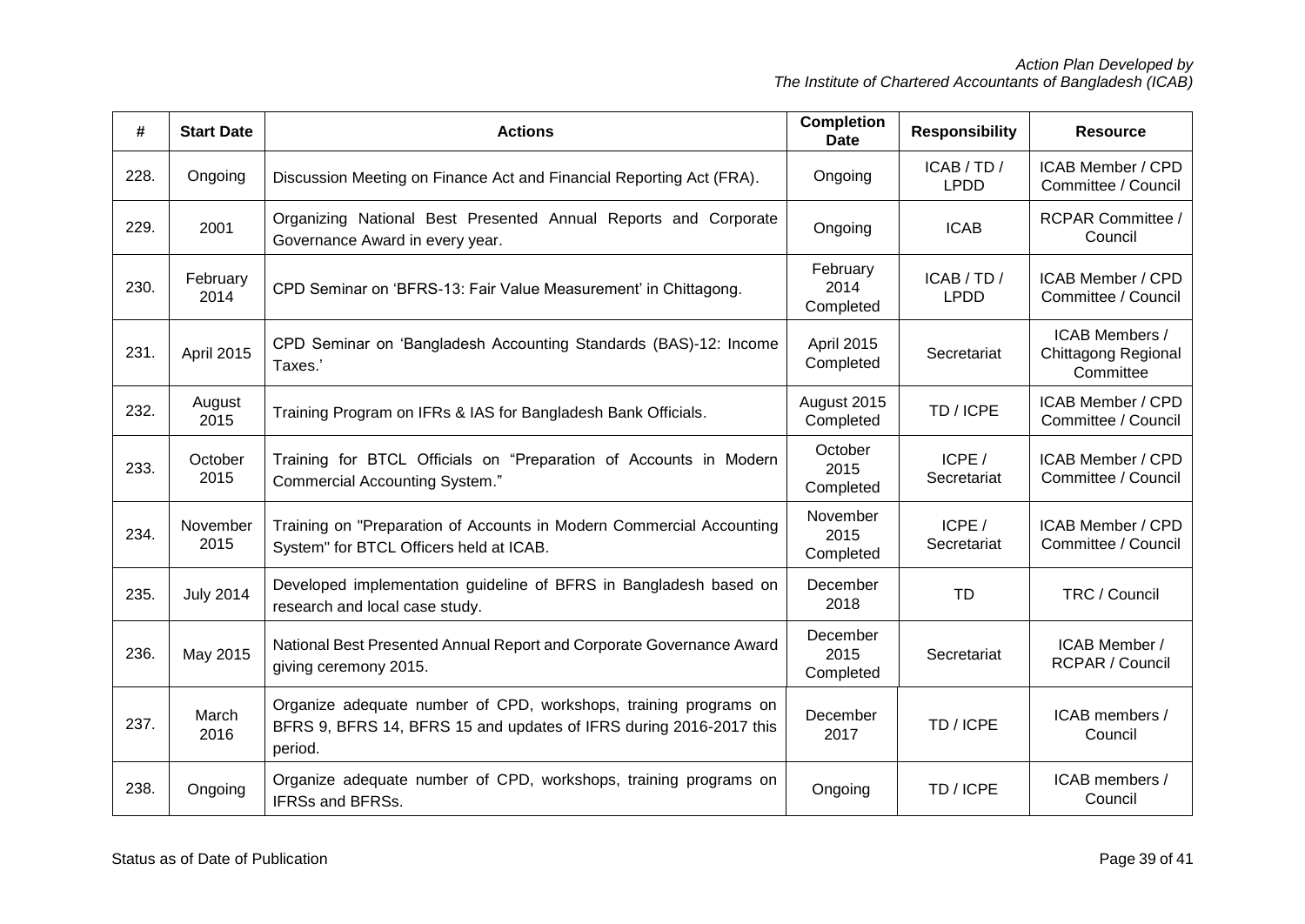| # | Start Date | Actions | Completion Date | Responsibility | Resource |
|---|---|---|---|---|---|
| 228. | Ongoing | Discussion Meeting on Finance Act and Financial Reporting Act (FRA). | Ongoing | ICAB / TD / LPDD | ICAB Member / CPD Committee / Council |
| 229. | 2001 | Organizing National Best Presented Annual Reports and Corporate Governance Award in every year. | Ongoing | ICAB | RCPAR Committee / Council |
| 230. | February 2014 | CPD Seminar on 'BFRS-13: Fair Value Measurement' in Chittagong. | February 2014 Completed | ICAB / TD / LPDD | ICAB Member / CPD Committee / Council |
| 231. | April 2015 | CPD Seminar on 'Bangladesh Accounting Standards (BAS)-12: Income Taxes.' | April 2015 Completed | Secretariat | ICAB Members / Chittagong Regional Committee |
| 232. | August 2015 | Training Program on IFRs & IAS for Bangladesh Bank Officials. | August 2015 Completed | TD / ICPE | ICAB Member / CPD Committee / Council |
| 233. | October 2015 | Training for BTCL Officials on "Preparation of Accounts in Modern Commercial Accounting System." | October 2015 Completed | ICPE / Secretariat | ICAB Member / CPD Committee / Council |
| 234. | November 2015 | Training on "Preparation of Accounts in Modern Commercial Accounting System" for BTCL Officers held at ICAB. | November 2015 Completed | ICPE / Secretariat | ICAB Member / CPD Committee / Council |
| 235. | July 2014 | Developed implementation guideline of BFRS in Bangladesh based on research and local case study. | December 2018 | TD | TRC / Council |
| 236. | May 2015 | National Best Presented Annual Report and Corporate Governance Award giving ceremony 2015. | December 2015 Completed | Secretariat | ICAB Member / RCPAR / Council |
| 237. | March 2016 | Organize adequate number of CPD, workshops, training programs on BFRS 9, BFRS 14, BFRS 15 and updates of IFRS during 2016-2017 this period. | December 2017 | TD / ICPE | ICAB members / Council |
| 238. | Ongoing | Organize adequate number of CPD, workshops, training programs on IFRSs and BFRSs. | Ongoing | TD / ICPE | ICAB members / Council |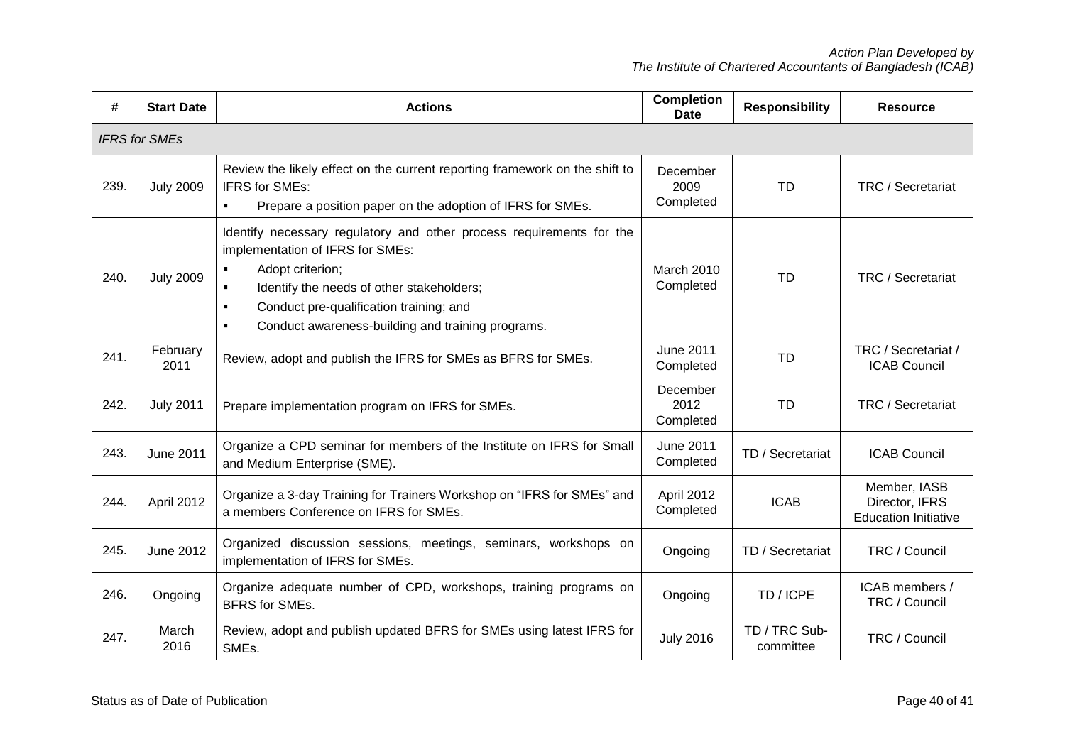| # | Start Date | Actions | Completion Date | Responsibility | Resource |
|---|---|---|---|---|---|
| *IFRS for SMEs* | | | | | |
| 239. | July 2009 | Review the likely effect on the current reporting framework on the shift to IFRS for SMEs:<br>▪ Prepare a position paper on the adoption of IFRS for SMEs. | December 2009 Completed | TD | TRC / Secretariat |
| 240. | July 2009 | Identify necessary regulatory and other process requirements for the implementation of IFRS for SMEs:<br>▪ Adopt criterion;<br>▪ Identify the needs of other stakeholders;<br>▪ Conduct pre-qualification training; and<br>▪ Conduct awareness-building and training programs. | March 2010 Completed | TD | TRC / Secretariat |
| 241. | February 2011 | Review, adopt and publish the IFRS for SMEs as BFRS for SMEs. | June 2011 Completed | TD | TRC / Secretariat / ICAB Council |
| 242. | July 2011 | Prepare implementation program on IFRS for SMEs. | December 2012 Completed | TD | TRC / Secretariat |
| 243. | June 2011 | Organize a CPD seminar for members of the Institute on IFRS for Small and Medium Enterprise (SME). | June 2011 Completed | TD / Secretariat | ICAB Council |
| 244. | April 2012 | Organize a 3-day Training for Trainers Workshop on "IFRS for SMEs" and a members Conference on IFRS for SMEs. | April 2012 Completed | ICAB | Member, IASB Director, IFRS Education Initiative |
| 245. | June 2012 | Organized discussion sessions, meetings, seminars, workshops on implementation of IFRS for SMEs. | Ongoing | TD / Secretariat | TRC / Council |
| 246. | Ongoing | Organize adequate number of CPD, workshops, training programs on BFRS for SMEs. | Ongoing | TD / ICPE | ICAB members / TRC / Council |
| 247. | March 2016 | Review, adopt and publish updated BFRS for SMEs using latest IFRS for SMEs. | July 2016 | TD / TRC Sub-committee | TRC / Council |

Status as of Date of Publication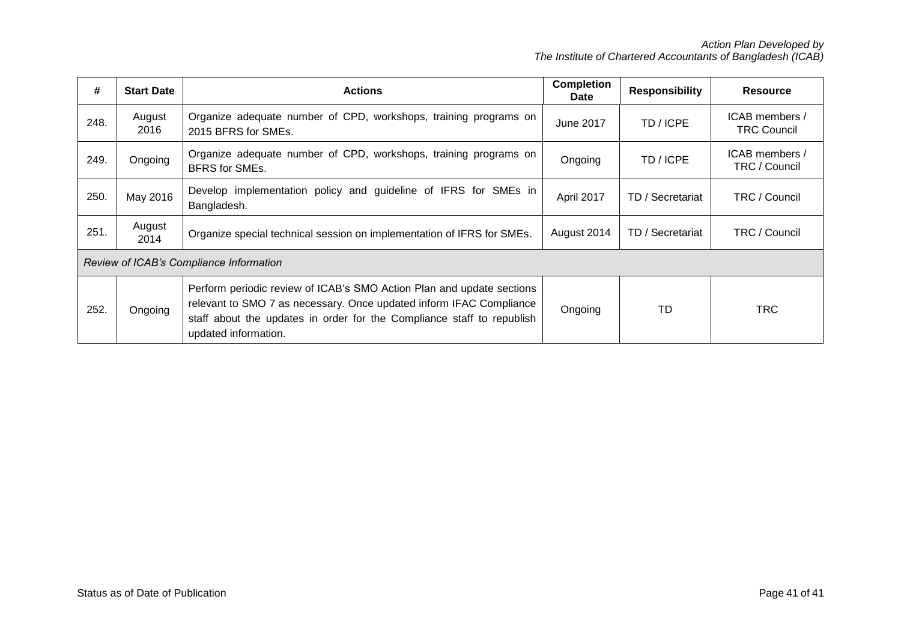| # | Start Date | Actions | Completion Date | Responsibility | Resource |
|---|---|---|---|---|---|
| 248. | August 2016 | Organize adequate number of CPD, workshops, training programs on 2015 BFRS for SMEs. | June 2017 | TD / ICPE | ICAB members / TRC Council |
| 249. | Ongoing | Organize adequate number of CPD, workshops, training programs on BFRS for SMEs. | Ongoing | TD / ICPE | ICAB members / TRC / Council |
| 250. | May 2016 | Develop implementation policy and guideline of IFRS for SMEs in Bangladesh. | April 2017 | TD / Secretariat | TRC / Council |
| 251. | August 2014 | Organize special technical session on implementation of IFRS for SMEs. | August 2014 | TD / Secretariat | TRC / Council |
| *Review of ICAB's Compliance Information* | | | | | |
| 252. | Ongoing | Perform periodic review of ICAB's SMO Action Plan and update sections relevant to SMO 7 as necessary. Once updated inform IFAC Compliance staff about the updates in order for the Compliance staff to republish updated information. | Ongoing | TD | TRC |